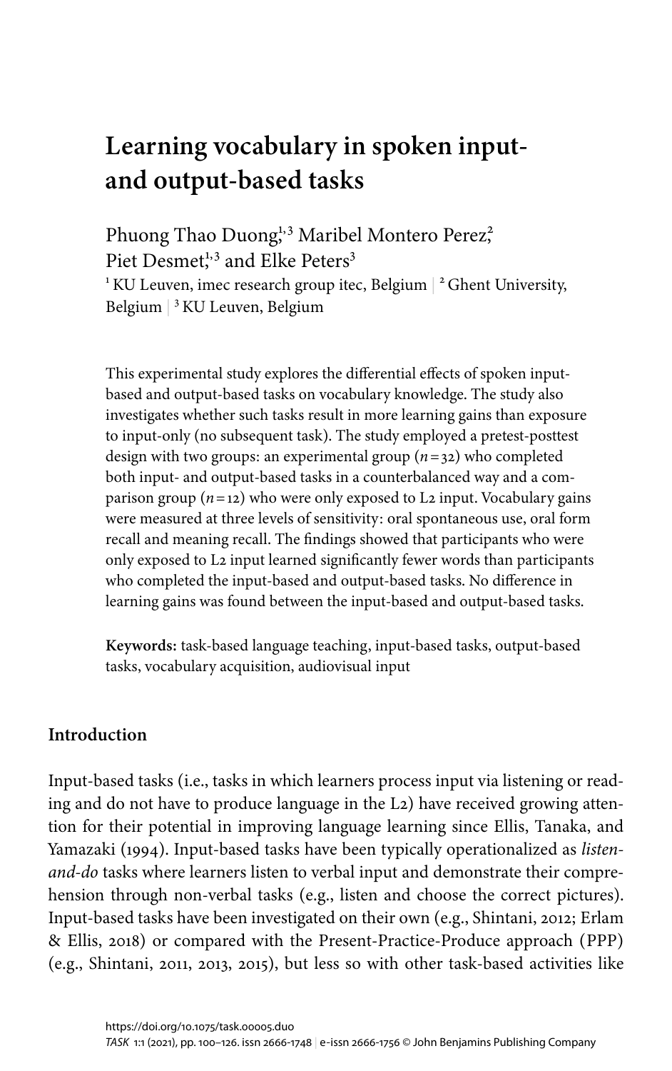# Learning vocabulary in spoken input- and output-based tasks

Phuong Thao Duong,[1,3] Maribel Montero Perez,[2] Piet Desmet,[1,3] and Elke Peters[3]

[1] KU Leuven, imec research group itec, Belgium | [2] Ghent University, Belgium | [3] KU Leuven, Belgium

This experimental study explores the differential effects of spoken input-based and output-based tasks on vocabulary knowledge. The study also investigates whether such tasks result in more learning gains than exposure to input-only (no subsequent task). The study employed a pretest-posttest design with two groups: an experimental group ($n = 32$) who completed both input- and output-based tasks in a counterbalanced way and a comparison group ($n = 12$) who were only exposed to L2 input. Vocabulary gains were measured at three levels of sensitivity: oral spontaneous use, oral form recall and meaning recall. The findings showed that participants who were only exposed to L2 input learned significantly fewer words than participants who completed the input-based and output-based tasks. No difference in learning gains was found between the input-based and output-based tasks.

**Keywords:** task-based language teaching, input-based tasks, output-based tasks, vocabulary acquisition, audiovisual input

## Introduction

Input-based tasks (i.e., tasks in which learners process input via listening or reading and do not have to produce language in the L2) have received growing attention for their potential in improving language learning since Ellis, Tanaka, and Yamazaki (1994). Input-based tasks have been typically operationalized as *listen-and-do* tasks where learners listen to verbal input and demonstrate their comprehension through non-verbal tasks (e.g., listen and choose the correct pictures). Input-based tasks have been investigated on their own (e.g., Shintani, 2012; Erlam & Ellis, 2018) or compared with the Present-Practice-Produce approach (PPP) (e.g., Shintani, 2011, 2013, 2015), but less so with other task-based activities like

https://doi.org/10.1075/task.00005.duo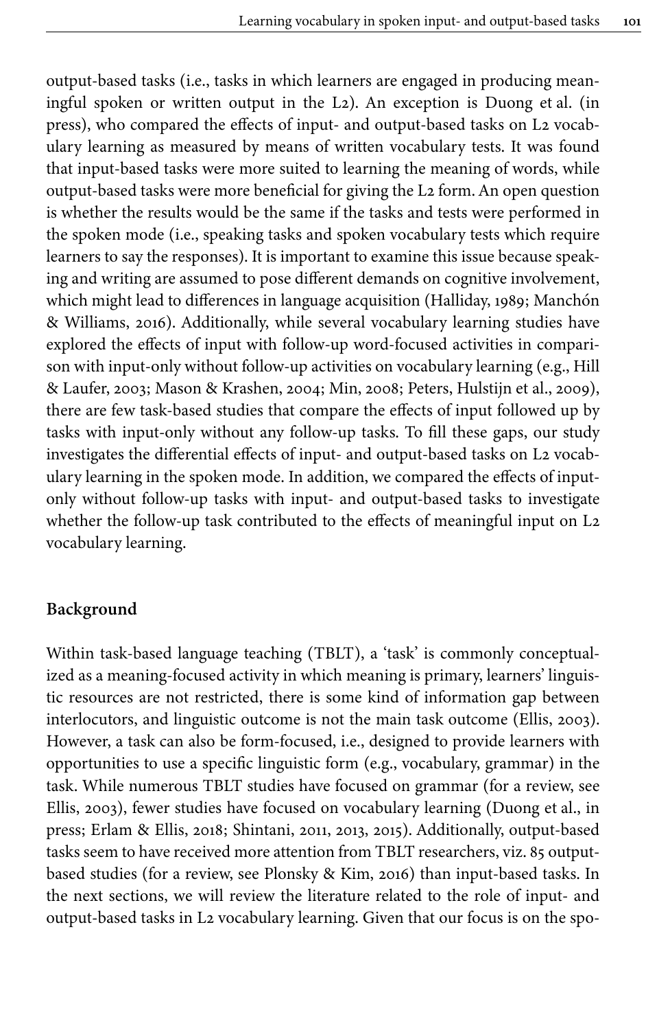output-based tasks (i.e., tasks in which learners are engaged in producing meaningful spoken or written output in the L2). An exception is Duong et al. (in press), who compared the effects of input- and output-based tasks on L2 vocabulary learning as measured by means of written vocabulary tests. It was found that input-based tasks were more suited to learning the meaning of words, while output-based tasks were more beneficial for giving the L2 form. An open question is whether the results would be the same if the tasks and tests were performed in the spoken mode (i.e., speaking tasks and spoken vocabulary tests which require learners to say the responses). It is important to examine this issue because speaking and writing are assumed to pose different demands on cognitive involvement, which might lead to differences in language acquisition (Halliday, 1989; Manchón & Williams, 2016). Additionally, while several vocabulary learning studies have explored the effects of input with follow-up word-focused activities in comparison with input-only without follow-up activities on vocabulary learning (e.g., Hill & Laufer, 2003; Mason & Krashen, 2004; Min, 2008; Peters, Hulstijn et al., 2009), there are few task-based studies that compare the effects of input followed up by tasks with input-only without any follow-up tasks. To fill these gaps, our study investigates the differential effects of input- and output-based tasks on L2 vocabulary learning in the spoken mode. In addition, we compared the effects of input-only without follow-up tasks with input- and output-based tasks to investigate whether the follow-up task contributed to the effects of meaningful input on L2 vocabulary learning.

## Background

Within task-based language teaching (TBLT), a 'task' is commonly conceptualized as a meaning-focused activity in which meaning is primary, learners' linguistic resources are not restricted, there is some kind of information gap between interlocutors, and linguistic outcome is not the main task outcome (Ellis, 2003). However, a task can also be form-focused, i.e., designed to provide learners with opportunities to use a specific linguistic form (e.g., vocabulary, grammar) in the task. While numerous TBLT studies have focused on grammar (for a review, see Ellis, 2003), fewer studies have focused on vocabulary learning (Duong et al., in press; Erlam & Ellis, 2018; Shintani, 2011, 2013, 2015). Additionally, output-based tasks seem to have received more attention from TBLT researchers, viz. 85 output-based studies (for a review, see Plonsky & Kim, 2016) than input-based tasks. In the next sections, we will review the literature related to the role of input- and output-based tasks in L2 vocabulary learning. Given that our focus is on the spo-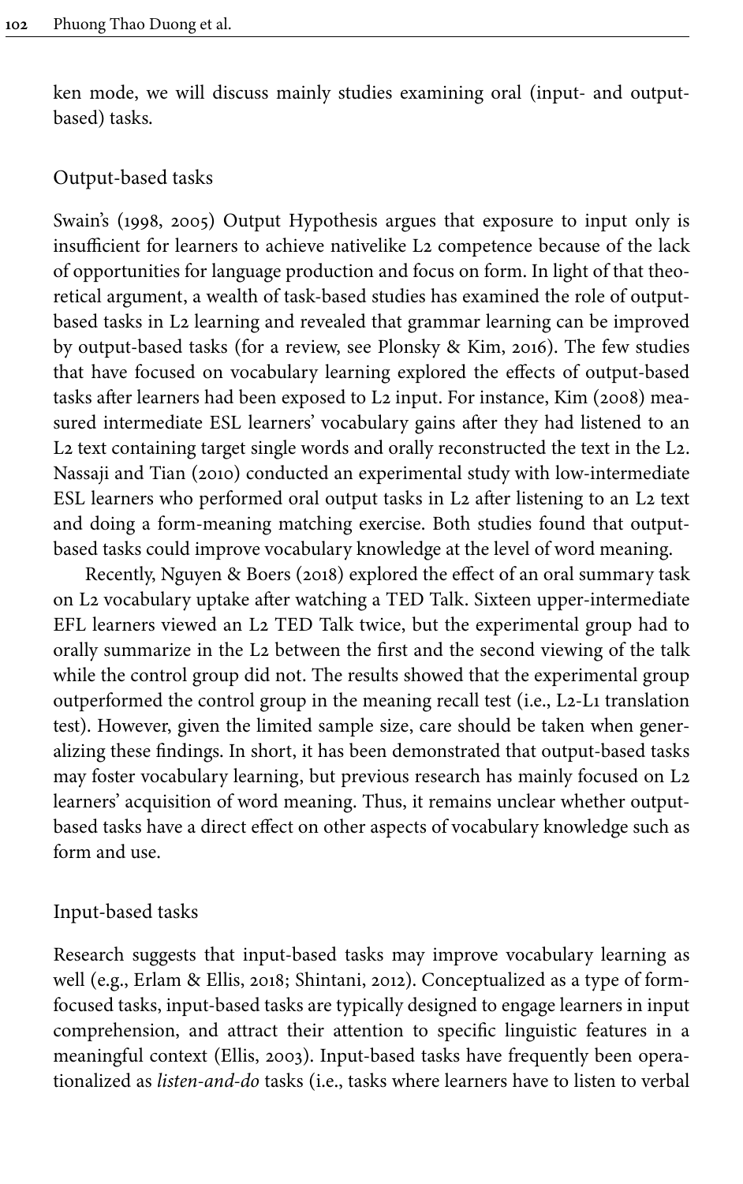ken mode, we will discuss mainly studies examining oral (input- and output-based) tasks.

## Output-based tasks

Swain's (1998, 2005) Output Hypothesis argues that exposure to input only is insufficient for learners to achieve nativelike L2 competence because of the lack of opportunities for language production and focus on form. In light of that theoretical argument, a wealth of task-based studies has examined the role of output-based tasks in L2 learning and revealed that grammar learning can be improved by output-based tasks (for a review, see Plonsky & Kim, 2016). The few studies that have focused on vocabulary learning explored the effects of output-based tasks after learners had been exposed to L2 input. For instance, Kim (2008) measured intermediate ESL learners' vocabulary gains after they had listened to an L2 text containing target single words and orally reconstructed the text in the L2. Nassaji and Tian (2010) conducted an experimental study with low-intermediate ESL learners who performed oral output tasks in L2 after listening to an L2 text and doing a form-meaning matching exercise. Both studies found that output-based tasks could improve vocabulary knowledge at the level of word meaning.

Recently, Nguyen & Boers (2018) explored the effect of an oral summary task on L2 vocabulary uptake after watching a TED Talk. Sixteen upper-intermediate EFL learners viewed an L2 TED Talk twice, but the experimental group had to orally summarize in the L2 between the first and the second viewing of the talk while the control group did not. The results showed that the experimental group outperformed the control group in the meaning recall test (i.e., L2-L1 translation test). However, given the limited sample size, care should be taken when generalizing these findings. In short, it has been demonstrated that output-based tasks may foster vocabulary learning, but previous research has mainly focused on L2 learners' acquisition of word meaning. Thus, it remains unclear whether output-based tasks have a direct effect on other aspects of vocabulary knowledge such as form and use.

## Input-based tasks

Research suggests that input-based tasks may improve vocabulary learning as well (e.g., Erlam & Ellis, 2018; Shintani, 2012). Conceptualized as a type of form-focused tasks, input-based tasks are typically designed to engage learners in input comprehension, and attract their attention to specific linguistic features in a meaningful context (Ellis, 2003). Input-based tasks have frequently been operationalized as *listen-and-do* tasks (i.e., tasks where learners have to listen to verbal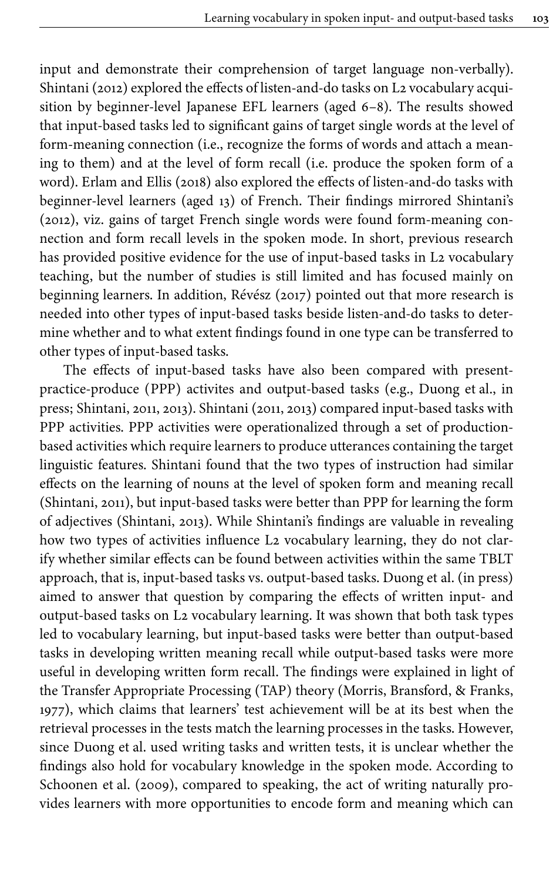input and demonstrate their comprehension of target language non-verbally). Shintani (2012) explored the effects of listen-and-do tasks on L2 vocabulary acquisition by beginner-level Japanese EFL learners (aged 6–8). The results showed that input-based tasks led to significant gains of target single words at the level of form-meaning connection (i.e., recognize the forms of words and attach a meaning to them) and at the level of form recall (i.e. produce the spoken form of a word). Erlam and Ellis (2018) also explored the effects of listen-and-do tasks with beginner-level learners (aged 13) of French. Their findings mirrored Shintani's (2012), viz. gains of target French single words were found form-meaning connection and form recall levels in the spoken mode. In short, previous research has provided positive evidence for the use of input-based tasks in L2 vocabulary teaching, but the number of studies is still limited and has focused mainly on beginning learners. In addition, Révész (2017) pointed out that more research is needed into other types of input-based tasks beside listen-and-do tasks to determine whether and to what extent findings found in one type can be transferred to other types of input-based tasks.

The effects of input-based tasks have also been compared with present-practice-produce (PPP) activites and output-based tasks (e.g., Duong et al., in press; Shintani, 2011, 2013). Shintani (2011, 2013) compared input-based tasks with PPP activities. PPP activities were operationalized through a set of production-based activities which require learners to produce utterances containing the target linguistic features. Shintani found that the two types of instruction had similar effects on the learning of nouns at the level of spoken form and meaning recall (Shintani, 2011), but input-based tasks were better than PPP for learning the form of adjectives (Shintani, 2013). While Shintani's findings are valuable in revealing how two types of activities influence L2 vocabulary learning, they do not clarify whether similar effects can be found between activities within the same TBLT approach, that is, input-based tasks vs. output-based tasks. Duong et al. (in press) aimed to answer that question by comparing the effects of written input- and output-based tasks on L2 vocabulary learning. It was shown that both task types led to vocabulary learning, but input-based tasks were better than output-based tasks in developing written meaning recall while output-based tasks were more useful in developing written form recall. The findings were explained in light of the Transfer Appropriate Processing (TAP) theory (Morris, Bransford, & Franks, 1977), which claims that learners' test achievement will be at its best when the retrieval processes in the tests match the learning processes in the tasks. However, since Duong et al. used writing tasks and written tests, it is unclear whether the findings also hold for vocabulary knowledge in the spoken mode. According to Schoonen et al. (2009), compared to speaking, the act of writing naturally provides learners with more opportunities to encode form and meaning which can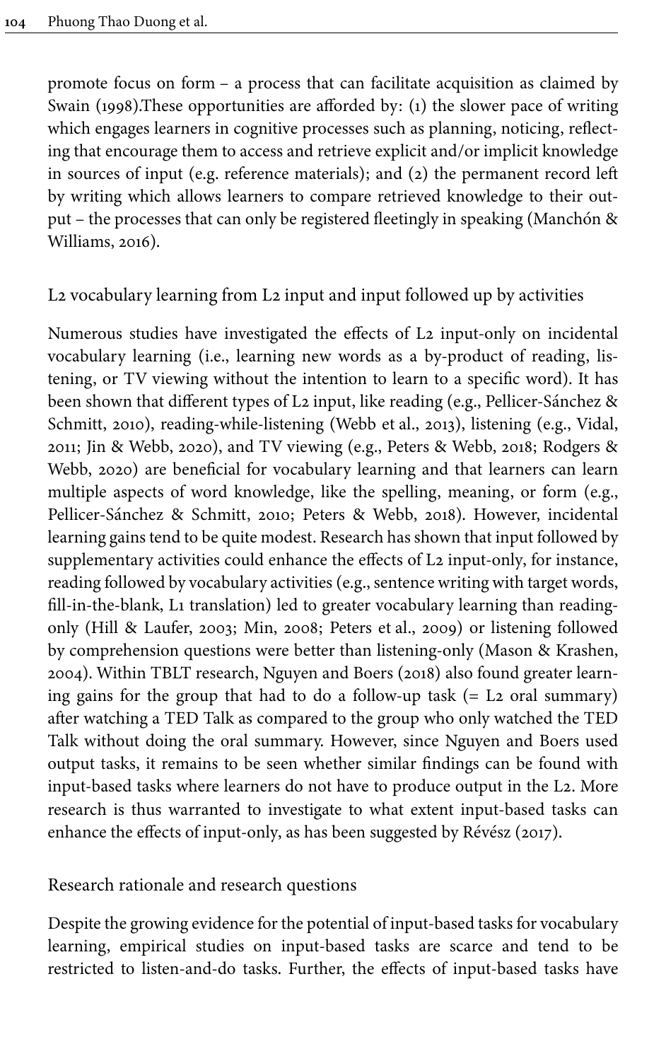promote focus on form – a process that can facilitate acquisition as claimed by Swain (1998).These opportunities are afforded by: (1) the slower pace of writing which engages learners in cognitive processes such as planning, noticing, reflecting that encourage them to access and retrieve explicit and/or implicit knowledge in sources of input (e.g. reference materials); and (2) the permanent record left by writing which allows learners to compare retrieved knowledge to their output – the processes that can only be registered fleetingly in speaking (Manchón & Williams, 2016).

## L2 vocabulary learning from L2 input and input followed up by activities

Numerous studies have investigated the effects of L2 input-only on incidental vocabulary learning (i.e., learning new words as a by-product of reading, listening, or TV viewing without the intention to learn to a specific word). It has been shown that different types of L2 input, like reading (e.g., Pellicer-Sánchez & Schmitt, 2010), reading-while-listening (Webb et al., 2013), listening (e.g., Vidal, 2011; Jin & Webb, 2020), and TV viewing (e.g., Peters & Webb, 2018; Rodgers & Webb, 2020) are beneficial for vocabulary learning and that learners can learn multiple aspects of word knowledge, like the spelling, meaning, or form (e.g., Pellicer-Sánchez & Schmitt, 2010; Peters & Webb, 2018). However, incidental learning gains tend to be quite modest. Research has shown that input followed by supplementary activities could enhance the effects of L2 input-only, for instance, reading followed by vocabulary activities (e.g., sentence writing with target words, fill-in-the-blank, L1 translation) led to greater vocabulary learning than reading-only (Hill & Laufer, 2003; Min, 2008; Peters et al., 2009) or listening followed by comprehension questions were better than listening-only (Mason & Krashen, 2004). Within TBLT research, Nguyen and Boers (2018) also found greater learning gains for the group that had to do a follow-up task (= L2 oral summary) after watching a TED Talk as compared to the group who only watched the TED Talk without doing the oral summary. However, since Nguyen and Boers used output tasks, it remains to be seen whether similar findings can be found with input-based tasks where learners do not have to produce output in the L2. More research is thus warranted to investigate to what extent input-based tasks can enhance the effects of input-only, as has been suggested by Révész (2017).

## Research rationale and research questions

Despite the growing evidence for the potential of input-based tasks for vocabulary learning, empirical studies on input-based tasks are scarce and tend to be restricted to listen-and-do tasks. Further, the effects of input-based tasks have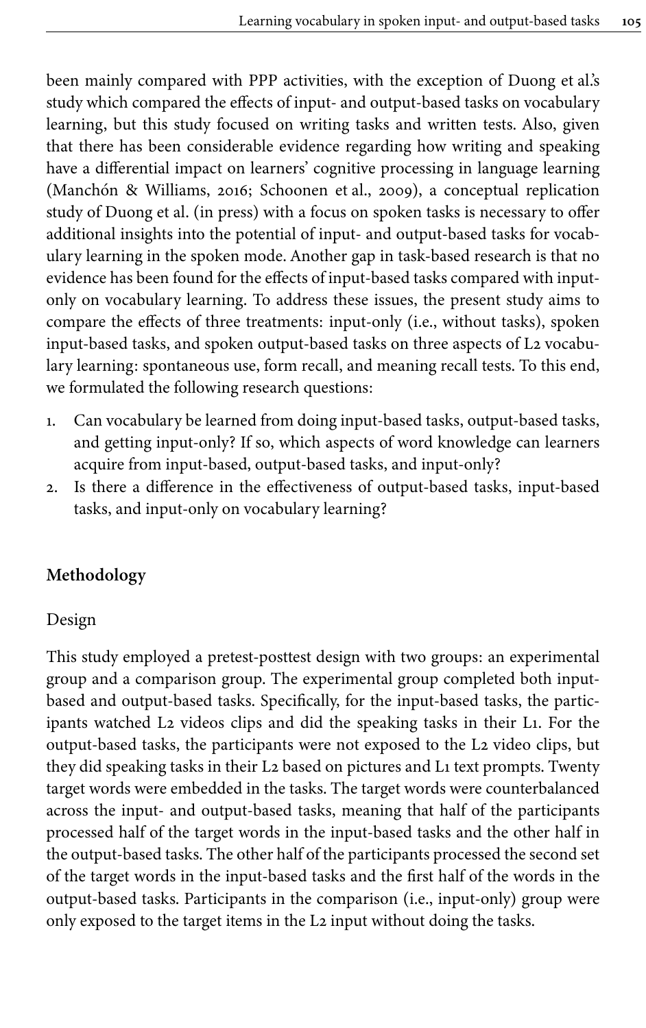been mainly compared with PPP activities, with the exception of Duong et al.'s study which compared the effects of input- and output-based tasks on vocabulary learning, but this study focused on writing tasks and written tests. Also, given that there has been considerable evidence regarding how writing and speaking have a differential impact on learners' cognitive processing in language learning (Manchón & Williams, 2016; Schoonen et al., 2009), a conceptual replication study of Duong et al. (in press) with a focus on spoken tasks is necessary to offer additional insights into the potential of input- and output-based tasks for vocabulary learning in the spoken mode. Another gap in task-based research is that no evidence has been found for the effects of input-based tasks compared with input-only on vocabulary learning. To address these issues, the present study aims to compare the effects of three treatments: input-only (i.e., without tasks), spoken input-based tasks, and spoken output-based tasks on three aspects of L2 vocabulary learning: spontaneous use, form recall, and meaning recall tests. To this end, we formulated the following research questions:

1. Can vocabulary be learned from doing input-based tasks, output-based tasks, and getting input-only? If so, which aspects of word knowledge can learners acquire from input-based, output-based tasks, and input-only?
2. Is there a difference in the effectiveness of output-based tasks, input-based tasks, and input-only on vocabulary learning?

## Methodology

### Design

This study employed a pretest-posttest design with two groups: an experimental group and a comparison group. The experimental group completed both input-based and output-based tasks. Specifically, for the input-based tasks, the participants watched L2 videos clips and did the speaking tasks in their L1. For the output-based tasks, the participants were not exposed to the L2 video clips, but they did speaking tasks in their L2 based on pictures and L1 text prompts. Twenty target words were embedded in the tasks. The target words were counterbalanced across the input- and output-based tasks, meaning that half of the participants processed half of the target words in the input-based tasks and the other half in the output-based tasks. The other half of the participants processed the second set of the target words in the input-based tasks and the first half of the words in the output-based tasks. Participants in the comparison (i.e., input-only) group were only exposed to the target items in the L2 input without doing the tasks.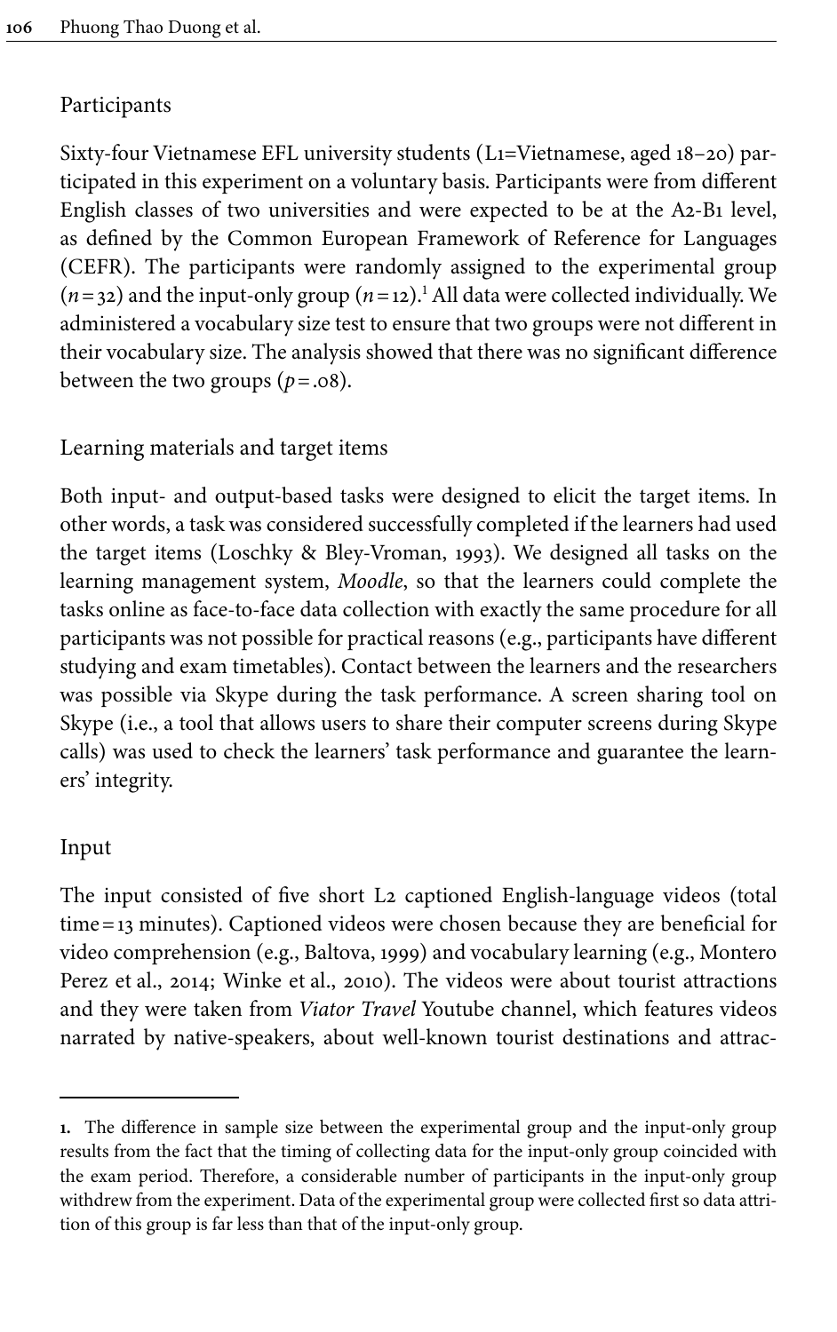## Participants

Sixty-four Vietnamese EFL university students (L1=Vietnamese, aged 18–20) participated in this experiment on a voluntary basis. Participants were from different English classes of two universities and were expected to be at the A2-B1 level, as defined by the Common European Framework of Reference for Languages (CEFR). The participants were randomly assigned to the experimental group ($n = 32$) and the input-only group ($n = 12$).[1] All data were collected individually. We administered a vocabulary size test to ensure that two groups were not different in their vocabulary size. The analysis showed that there was no significant difference between the two groups ($p = .08$).

## Learning materials and target items

Both input- and output-based tasks were designed to elicit the target items. In other words, a task was considered successfully completed if the learners had used the target items (Loschky & Bley-Vroman, 1993). We designed all tasks on the learning management system, *Moodle*, so that the learners could complete the tasks online as face-to-face data collection with exactly the same procedure for all participants was not possible for practical reasons (e.g., participants have different studying and exam timetables). Contact between the learners and the researchers was possible via Skype during the task performance. A screen sharing tool on Skype (i.e., a tool that allows users to share their computer screens during Skype calls) was used to check the learners' task performance and guarantee the learners' integrity.

## Input

The input consisted of five short L2 captioned English-language videos (total time = 13 minutes). Captioned videos were chosen because they are beneficial for video comprehension (e.g., Baltova, 1999) and vocabulary learning (e.g., Montero Perez et al., 2014; Winke et al., 2010). The videos were about tourist attractions and they were taken from *Viator Travel* Youtube channel, which features videos narrated by native-speakers, about well-known tourist destinations and attrac-

---

**1.** The difference in sample size between the experimental group and the input-only group results from the fact that the timing of collecting data for the input-only group coincided with the exam period. Therefore, a considerable number of participants in the input-only group withdrew from the experiment. Data of the experimental group were collected first so data attrition of this group is far less than that of the input-only group.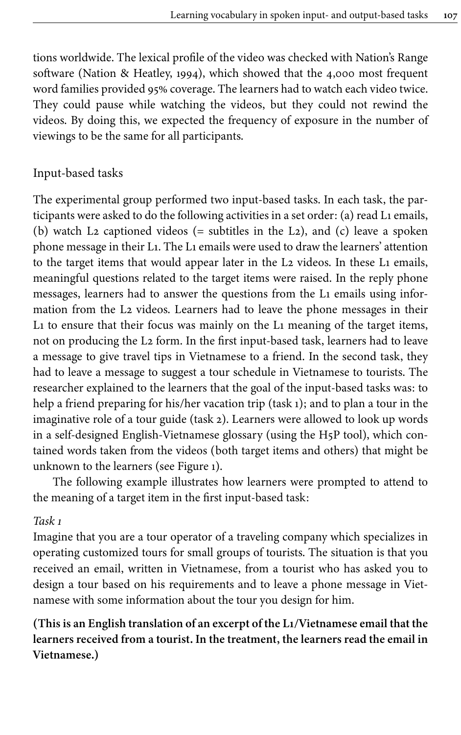tions worldwide. The lexical profile of the video was checked with Nation's Range software (Nation & Heatley, 1994), which showed that the 4,000 most frequent word families provided 95% coverage. The learners had to watch each video twice. They could pause while watching the videos, but they could not rewind the videos. By doing this, we expected the frequency of exposure in the number of viewings to be the same for all participants.

## Input-based tasks

The experimental group performed two input-based tasks. In each task, the participants were asked to do the following activities in a set order: (a) read L1 emails, (b) watch L2 captioned videos (= subtitles in the L2), and (c) leave a spoken phone message in their L1. The L1 emails were used to draw the learners' attention to the target items that would appear later in the L2 videos. In these L1 emails, meaningful questions related to the target items were raised. In the reply phone messages, learners had to answer the questions from the L1 emails using information from the L2 videos. Learners had to leave the phone messages in their L1 to ensure that their focus was mainly on the L1 meaning of the target items, not on producing the L2 form. In the first input-based task, learners had to leave a message to give travel tips in Vietnamese to a friend. In the second task, they had to leave a message to suggest a tour schedule in Vietnamese to tourists. The researcher explained to the learners that the goal of the input-based tasks was: to help a friend preparing for his/her vacation trip (task 1); and to plan a tour in the imaginative role of a tour guide (task 2). Learners were allowed to look up words in a self-designed English-Vietnamese glossary (using the H5P tool), which contained words taken from the videos (both target items and others) that might be unknown to the learners (see Figure 1).

The following example illustrates how learners were prompted to attend to the meaning of a target item in the first input-based task:

*Task 1*

Imagine that you are a tour operator of a traveling company which specializes in operating customized tours for small groups of tourists. The situation is that you received an email, written in Vietnamese, from a tourist who has asked you to design a tour based on his requirements and to leave a phone message in Vietnamese with some information about the tour you design for him.

**(This is an English translation of an excerpt of the L1/Vietnamese email that the learners received from a tourist. In the treatment, the learners read the email in Vietnamese.)**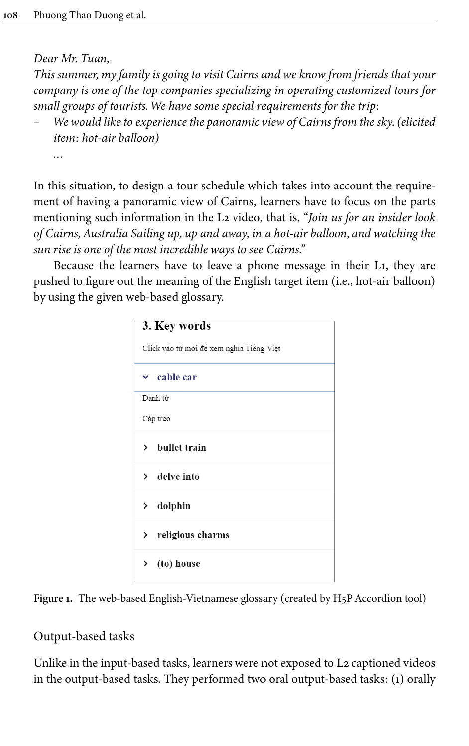*Dear Mr. Tuan,*

*This summer, my family is going to visit Cairns and we know from friends that your company is one of the top companies specializing in operating customized tours for small groups of tourists. We have some special requirements for the trip*:

- *We would like to experience the panoramic view of Cairns from the sky. (elicited item: hot-air balloon)*

  *…*

In this situation, to design a tour schedule which takes into account the requirement of having a panoramic view of Cairns, learners have to focus on the parts mentioning such information in the L2 video, that is, "*Join us for an insider look of Cairns, Australia Sailing up, up and away, in a hot-air balloon, and watching the sun rise is one of the most incredible ways to see Cairns.*"

Because the learners have to leave a phone message in their L1, they are pushed to figure out the meaning of the English target item (i.e., hot-air balloon) by using the given web-based glossary.

**3. Key words**

Click vào từ mới để xem nghĩa Tiếng Việt

- **cable car**
  - Danh từ
  - Cáp treo
- **bullet train**
- **delve into**
- **dolphin**
- **religious charms**
- **(to) house**

**Figure 1.** The web-based English-Vietnamese glossary (created by H5P Accordion tool)

## Output-based tasks

Unlike in the input-based tasks, learners were not exposed to L2 captioned videos in the output-based tasks. They performed two oral output-based tasks: (1) orally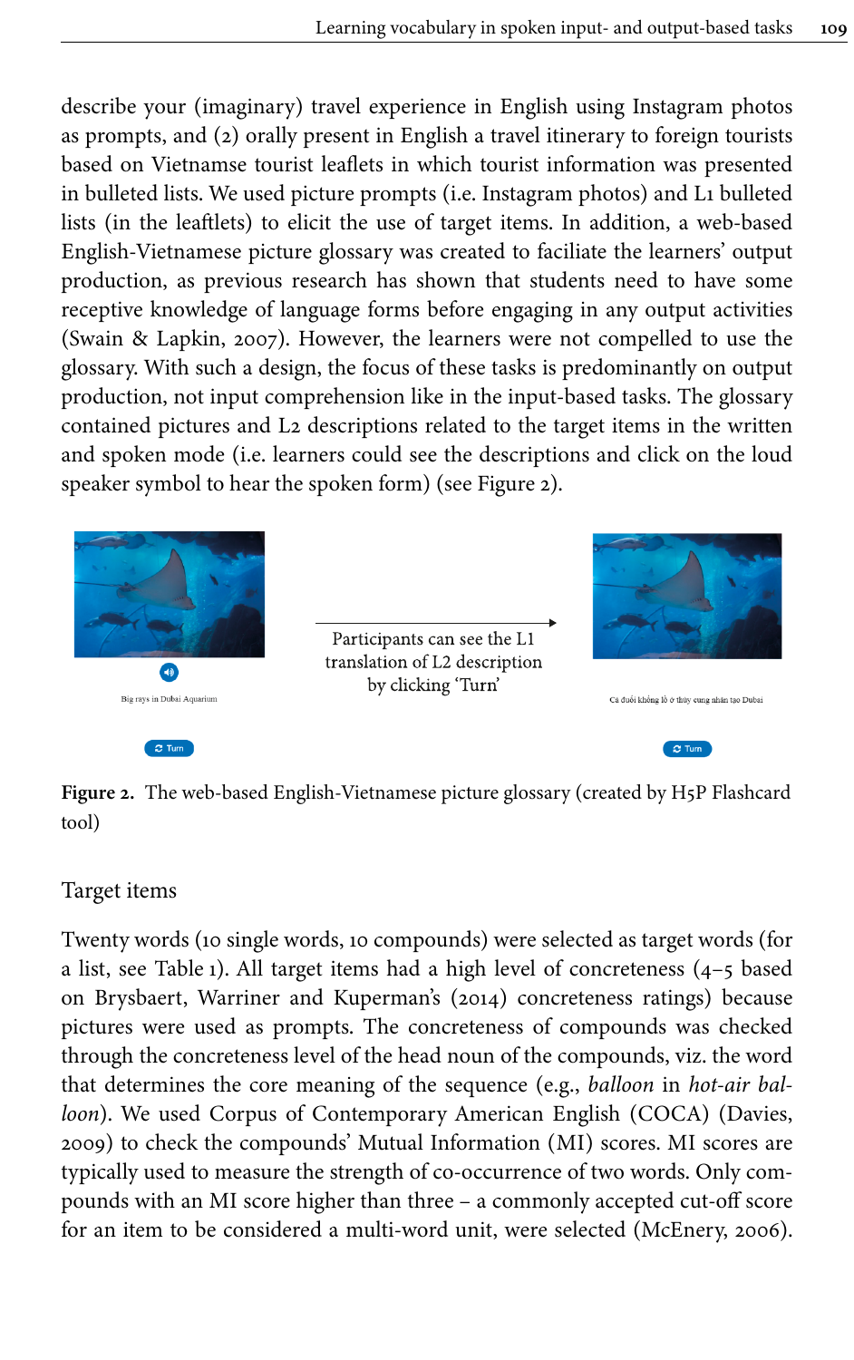describe your (imaginary) travel experience in English using Instagram photos as prompts, and (2) orally present in English a travel itinerary to foreign tourists based on Vietnamse tourist leaflets in which tourist information was presented in bulleted lists. We used picture prompts (i.e. Instagram photos) and L1 bulleted lists (in the leaftlets) to elicit the use of target items. In addition, a web-based English-Vietnamese picture glossary was created to faciliate the learners' output production, as previous research has shown that students need to have some receptive knowledge of language forms before engaging in any output activities (Swain & Lapkin, 2007). However, the learners were not compelled to use the glossary. With such a design, the focus of these tasks is predominantly on output production, not input comprehension like in the input-based tasks. The glossary contained pictures and L2 descriptions related to the target items in the written and spoken mode (i.e. learners could see the descriptions and click on the loud speaker symbol to hear the spoken form) (see Figure 2).

Big rays in Dubai Aquarium

Turn

Participants can see the L1 translation of L2 description by clicking 'Turn'

Cá đuối khổng lồ ở thủy cung nhân tạo Dubai

Turn

**Figure 2.** The web-based English-Vietnamese picture glossary (created by H5P Flashcard tool)

## Target items

Twenty words (10 single words, 10 compounds) were selected as target words (for a list, see Table 1). All target items had a high level of concreteness (4–5 based on Brysbaert, Warriner and Kuperman's (2014) concreteness ratings) because pictures were used as prompts. The concreteness of compounds was checked through the concreteness level of the head noun of the compounds, viz. the word that determines the core meaning of the sequence (e.g., *balloon* in *hot-air balloon*). We used Corpus of Contemporary American English (COCA) (Davies, 2009) to check the compounds' Mutual Information (MI) scores. MI scores are typically used to measure the strength of co-occurrence of two words. Only compounds with an MI score higher than three – a commonly accepted cut-off score for an item to be considered a multi-word unit, were selected (McEnery, 2006).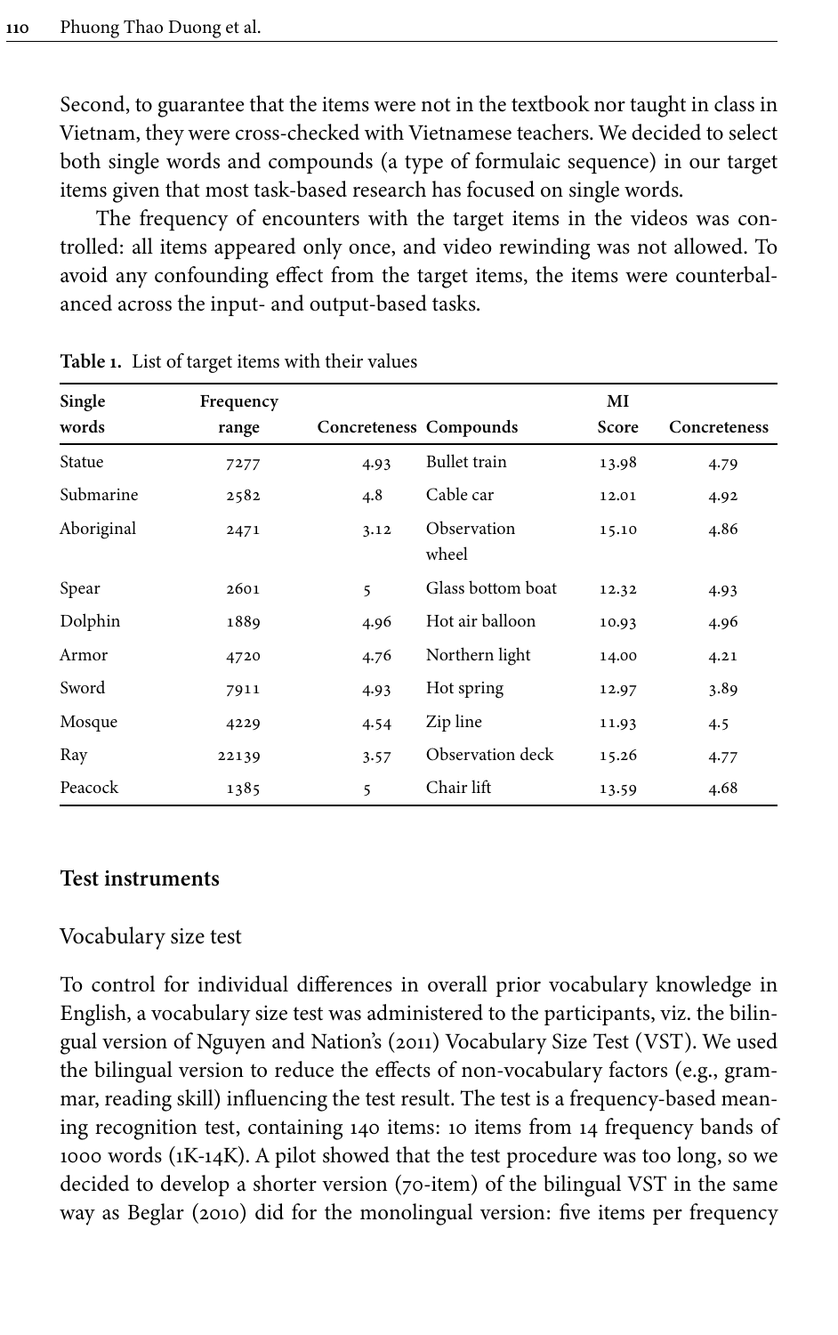Second, to guarantee that the items were not in the textbook nor taught in class in Vietnam, they were cross-checked with Vietnamese teachers. We decided to select both single words and compounds (a type of formulaic sequence) in our target items given that most task-based research has focused on single words.

The frequency of encounters with the target items in the videos was controlled: all items appeared only once, and video rewinding was not allowed. To avoid any confounding effect from the target items, the items were counterbalanced across the input- and output-based tasks.

**Table 1.** List of target items with their values

| Single words | Frequency range | Concreteness | Compounds | MI Score | Concreteness |
|---|---|---|---|---|---|
| Statue | 7277 | 4.93 | Bullet train | 13.98 | 4.79 |
| Submarine | 2582 | 4.8 | Cable car | 12.01 | 4.92 |
| Aboriginal | 2471 | 3.12 | Observation wheel | 15.10 | 4.86 |
| Spear | 2601 | 5 | Glass bottom boat | 12.32 | 4.93 |
| Dolphin | 1889 | 4.96 | Hot air balloon | 10.93 | 4.96 |
| Armor | 4720 | 4.76 | Northern light | 14.00 | 4.21 |
| Sword | 7911 | 4.93 | Hot spring | 12.97 | 3.89 |
| Mosque | 4229 | 4.54 | Zip line | 11.93 | 4.5 |
| Ray | 22139 | 3.57 | Observation deck | 15.26 | 4.77 |
| Peacock | 1385 | 5 | Chair lift | 13.59 | 4.68 |

## Test instruments

### Vocabulary size test

To control for individual differences in overall prior vocabulary knowledge in English, a vocabulary size test was administered to the participants, viz. the bilingual version of Nguyen and Nation's (2011) Vocabulary Size Test (VST). We used the bilingual version to reduce the effects of non-vocabulary factors (e.g., grammar, reading skill) influencing the test result. The test is a frequency-based meaning recognition test, containing 140 items: 10 items from 14 frequency bands of 1000 words (1K-14K). A pilot showed that the test procedure was too long, so we decided to develop a shorter version (70-item) of the bilingual VST in the same way as Beglar (2010) did for the monolingual version: five items per frequency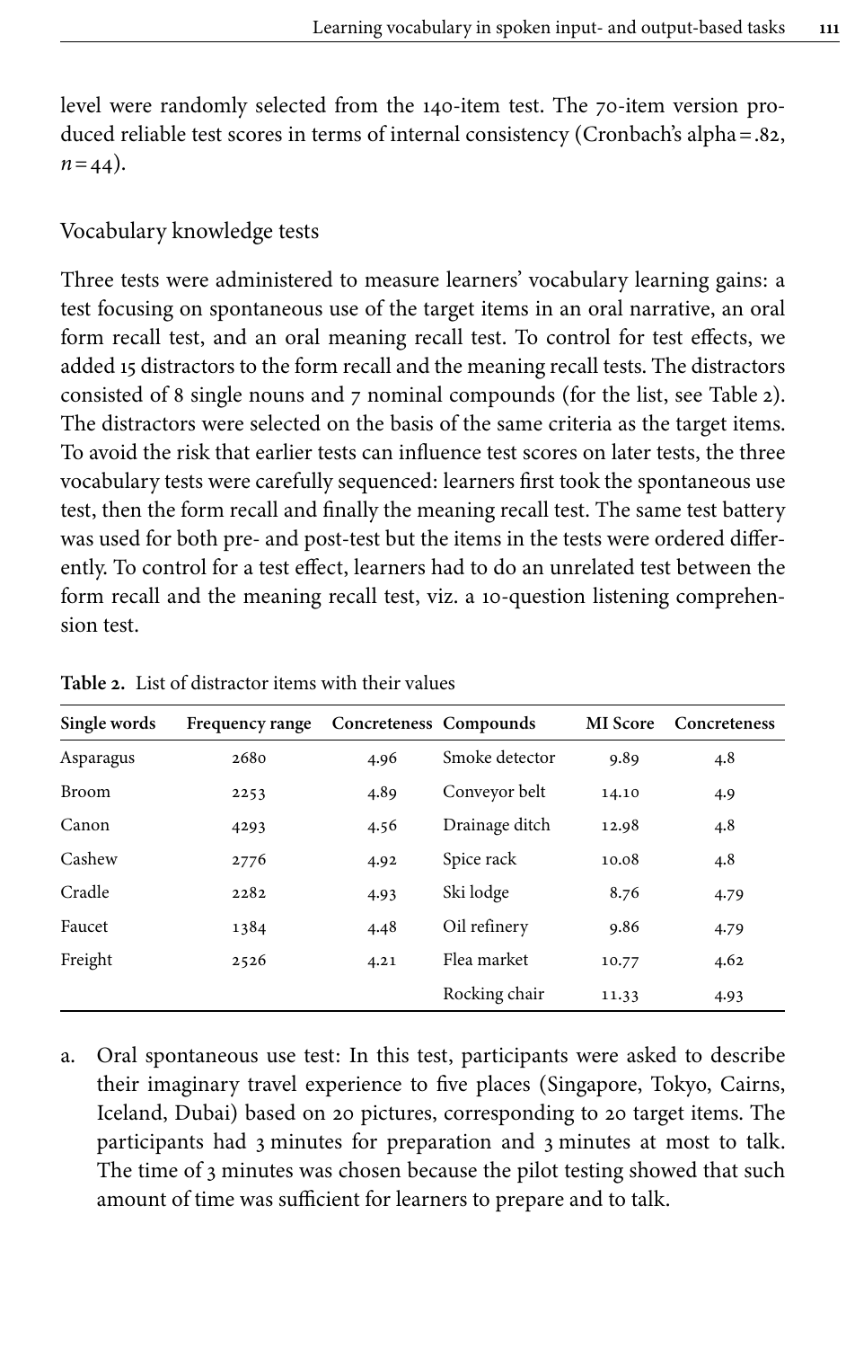level were randomly selected from the 140-item test. The 70-item version produced reliable test scores in terms of internal consistency (Cronbach's alpha = .82, $n = 44$).

### Vocabulary knowledge tests

Three tests were administered to measure learners' vocabulary learning gains: a test focusing on spontaneous use of the target items in an oral narrative, an oral form recall test, and an oral meaning recall test. To control for test effects, we added 15 distractors to the form recall and the meaning recall tests. The distractors consisted of 8 single nouns and 7 nominal compounds (for the list, see Table 2). The distractors were selected on the basis of the same criteria as the target items. To avoid the risk that earlier tests can influence test scores on later tests, the three vocabulary tests were carefully sequenced: learners first took the spontaneous use test, then the form recall and finally the meaning recall test. The same test battery was used for both pre- and post-test but the items in the tests were ordered differently. To control for a test effect, learners had to do an unrelated test between the form recall and the meaning recall test, viz. a 10-question listening comprehension test.

**Table 2.** List of distractor items with their values

| Single words | Frequency range | Concreteness | Compounds | MI Score | Concreteness |
|---|---|---|---|---|---|
| Asparagus | 2680 | 4.96 | Smoke detector | 9.89 | 4.8 |
| Broom | 2253 | 4.89 | Conveyor belt | 14.10 | 4.9 |
| Canon | 4293 | 4.56 | Drainage ditch | 12.98 | 4.8 |
| Cashew | 2776 | 4.92 | Spice rack | 10.08 | 4.8 |
| Cradle | 2282 | 4.93 | Ski lodge | 8.76 | 4.79 |
| Faucet | 1384 | 4.48 | Oil refinery | 9.86 | 4.79 |
| Freight | 2526 | 4.21 | Flea market | 10.77 | 4.62 |
| | | | Rocking chair | 11.33 | 4.93 |

a. Oral spontaneous use test: In this test, participants were asked to describe their imaginary travel experience to five places (Singapore, Tokyo, Cairns, Iceland, Dubai) based on 20 pictures, corresponding to 20 target items. The participants had 3 minutes for preparation and 3 minutes at most to talk. The time of 3 minutes was chosen because the pilot testing showed that such amount of time was sufficient for learners to prepare and to talk.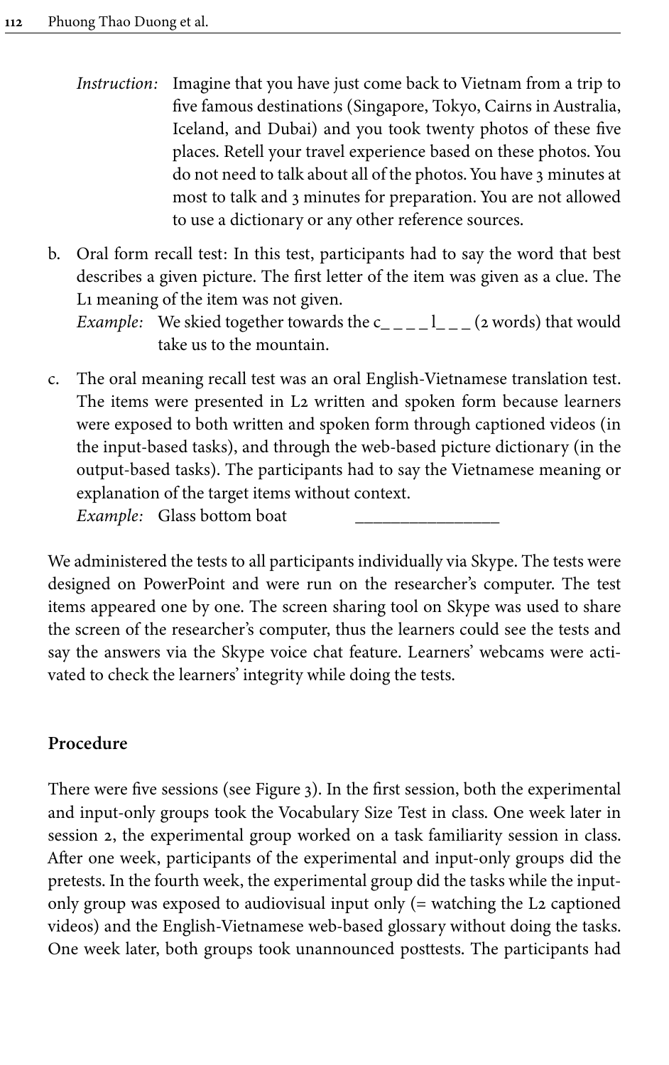*Instruction:* Imagine that you have just come back to Vietnam from a trip to five famous destinations (Singapore, Tokyo, Cairns in Australia, Iceland, and Dubai) and you took twenty photos of these five places. Retell your travel experience based on these photos. You do not need to talk about all of the photos. You have 3 minutes at most to talk and 3 minutes for preparation. You are not allowed to use a dictionary or any other reference sources.

b. Oral form recall test: In this test, participants had to say the word that best describes a given picture. The first letter of the item was given as a clue. The L1 meaning of the item was not given.
   *Example:* We skied together towards the c_ _ _ _ l_ _ _ (2 words) that would take us to the mountain.

c. The oral meaning recall test was an oral English-Vietnamese translation test. The items were presented in L2 written and spoken form because learners were exposed to both written and spoken form through captioned videos (in the input-based tasks), and through the web-based picture dictionary (in the output-based tasks). The participants had to say the Vietnamese meaning or explanation of the target items without context.
   *Example:* Glass bottom boat ________________

We administered the tests to all participants individually via Skype. The tests were designed on PowerPoint and were run on the researcher's computer. The test items appeared one by one. The screen sharing tool on Skype was used to share the screen of the researcher's computer, thus the learners could see the tests and say the answers via the Skype voice chat feature. Learners' webcams were activated to check the learners' integrity while doing the tests.

## Procedure

There were five sessions (see Figure 3). In the first session, both the experimental and input-only groups took the Vocabulary Size Test in class. One week later in session 2, the experimental group worked on a task familiarity session in class. After one week, participants of the experimental and input-only groups did the pretests. In the fourth week, the experimental group did the tasks while the input-only group was exposed to audiovisual input only (= watching the L2 captioned videos) and the English-Vietnamese web-based glossary without doing the tasks. One week later, both groups took unannounced posttests. The participants had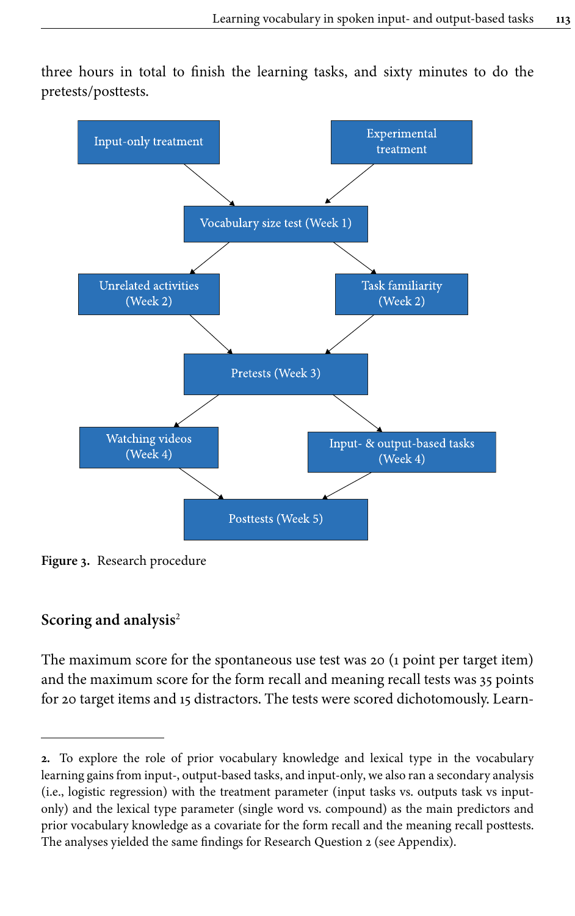three hours in total to finish the learning tasks, and sixty minutes to do the pretests/posttests.

Input-only treatment

Experimental treatment

Vocabulary size test (Week 1)

Unrelated activities (Week 2)

Task familiarity (Week 2)

Pretests (Week 3)

Watching videos (Week 4)

Input- & output-based tasks (Week 4)

Posttests (Week 5)

**Figure 3.** Research procedure

## Scoring and analysis[2]

The maximum score for the spontaneous use test was 20 (1 point per target item) and the maximum score for the form recall and meaning recall tests was 35 points for 20 target items and 15 distractors. The tests were scored dichotomously. Learn-

---

**2.** To explore the role of prior vocabulary knowledge and lexical type in the vocabulary learning gains from input-, output-based tasks, and input-only, we also ran a secondary analysis (i.e., logistic regression) with the treatment parameter (input tasks vs. outputs task vs input-only) and the lexical type parameter (single word vs. compound) as the main predictors and prior vocabulary knowledge as a covariate for the form recall and the meaning recall posttests. The analyses yielded the same findings for Research Question 2 (see Appendix).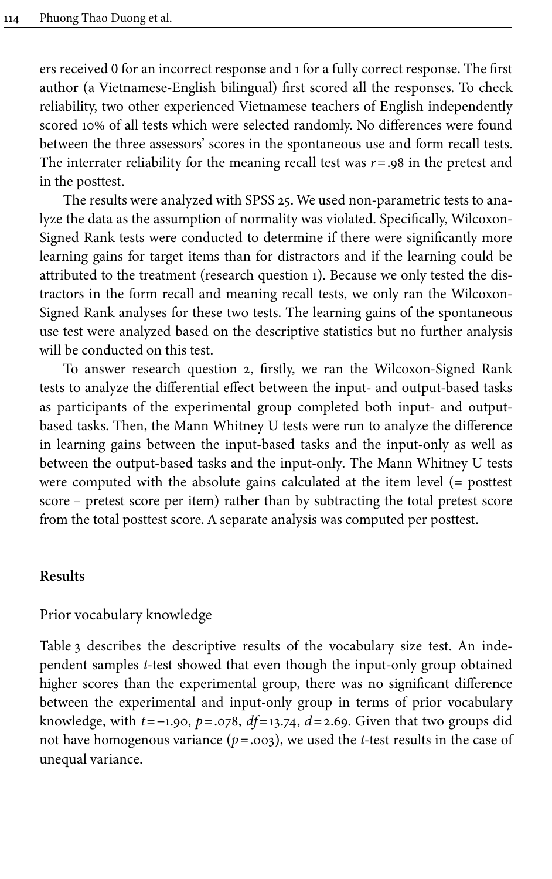ers received 0 for an incorrect response and 1 for a fully correct response. The first author (a Vietnamese-English bilingual) first scored all the responses. To check reliability, two other experienced Vietnamese teachers of English independently scored 10% of all tests which were selected randomly. No differences were found between the three assessors' scores in the spontaneous use and form recall tests. The interrater reliability for the meaning recall test was $r = .98$ in the pretest and in the posttest.

The results were analyzed with SPSS 25. We used non-parametric tests to analyze the data as the assumption of normality was violated. Specifically, Wilcoxon-Signed Rank tests were conducted to determine if there were significantly more learning gains for target items than for distractors and if the learning could be attributed to the treatment (research question 1). Because we only tested the distractors in the form recall and meaning recall tests, we only ran the Wilcoxon-Signed Rank analyses for these two tests. The learning gains of the spontaneous use test were analyzed based on the descriptive statistics but no further analysis will be conducted on this test.

To answer research question 2, firstly, we ran the Wilcoxon-Signed Rank tests to analyze the differential effect between the input- and output-based tasks as participants of the experimental group completed both input- and output-based tasks. Then, the Mann Whitney U tests were run to analyze the difference in learning gains between the input-based tasks and the input-only as well as between the output-based tasks and the input-only. The Mann Whitney U tests were computed with the absolute gains calculated at the item level (= posttest score – pretest score per item) rather than by subtracting the total pretest score from the total posttest score. A separate analysis was computed per posttest.

## Results

### Prior vocabulary knowledge

Table 3 describes the descriptive results of the vocabulary size test. An independent samples *t*-test showed that even though the input-only group obtained higher scores than the experimental group, there was no significant difference between the experimental and input-only group in terms of prior vocabulary knowledge, with $t = -1.90$, $p = .078$, $df = 13.74$, $d = 2.69$. Given that two groups did not have homogenous variance ($p = .003$), we used the *t*-test results in the case of unequal variance.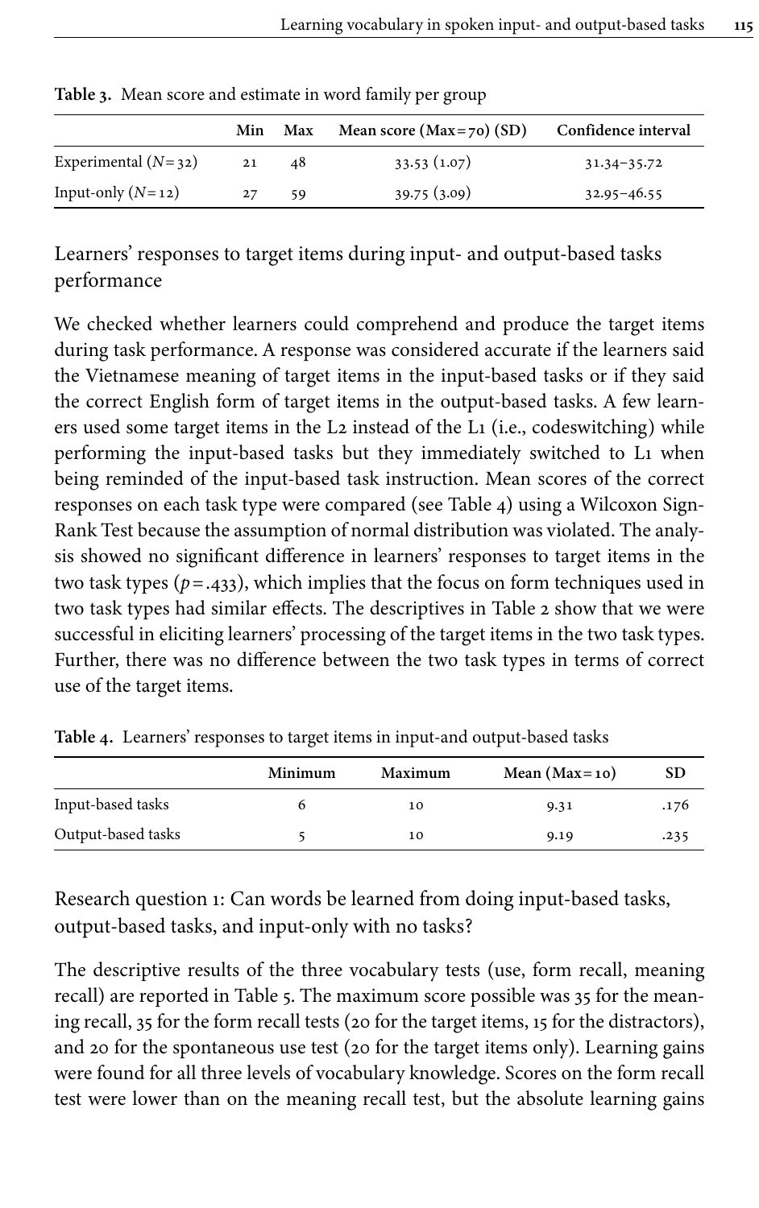**Table 3.** Mean score and estimate in word family per group

| | Min | Max | Mean score (Max = 70) (SD) | Confidence interval |
|---|---|---|---|---|
| Experimental ($N$ = 32) | 21 | 48 | 33.53 (1.07) | 31.34–35.72 |
| Input-only ($N$ = 12) | 27 | 59 | 39.75 (3.09) | 32.95–46.55 |

## Learners' responses to target items during input- and output-based tasks performance

We checked whether learners could comprehend and produce the target items during task performance. A response was considered accurate if the learners said the Vietnamese meaning of target items in the input-based tasks or if they said the correct English form of target items in the output-based tasks. A few learners used some target items in the L2 instead of the L1 (i.e., codeswitching) while performing the input-based tasks but they immediately switched to L1 when being reminded of the input-based task instruction. Mean scores of the correct responses on each task type were compared (see Table 4) using a Wilcoxon Sign-Rank Test because the assumption of normal distribution was violated. The analysis showed no significant difference in learners' responses to target items in the two task types ($p = .433$), which implies that the focus on form techniques used in two task types had similar effects. The descriptives in Table 2 show that we were successful in eliciting learners' processing of the target items in the two task types. Further, there was no difference between the two task types in terms of correct use of the target items.

**Table 4.** Learners' responses to target items in input-and output-based tasks

| | Minimum | Maximum | Mean (Max = 10) | SD |
|---|---|---|---|---|
| Input-based tasks | 6 | 10 | 9.31 | .176 |
| Output-based tasks | 5 | 10 | 9.19 | .235 |

## Research question 1: Can words be learned from doing input-based tasks, output-based tasks, and input-only with no tasks?

The descriptive results of the three vocabulary tests (use, form recall, meaning recall) are reported in Table 5. The maximum score possible was 35 for the meaning recall, 35 for the form recall tests (20 for the target items, 15 for the distractors), and 20 for the spontaneous use test (20 for the target items only). Learning gains were found for all three levels of vocabulary knowledge. Scores on the form recall test were lower than on the meaning recall test, but the absolute learning gains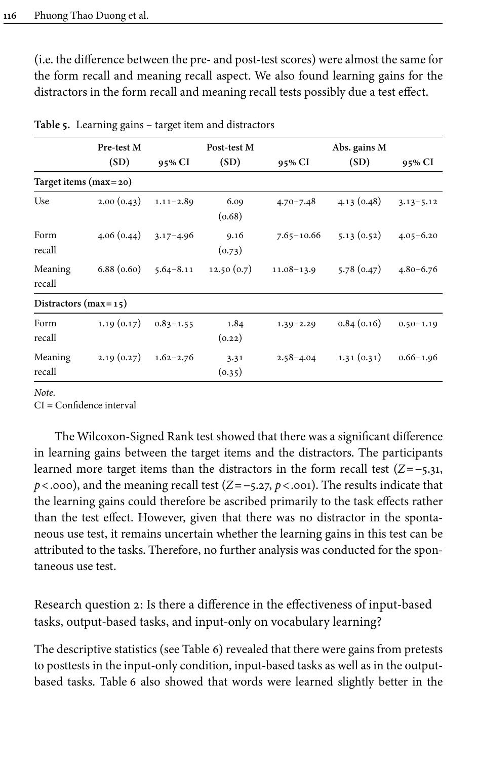(i.e. the difference between the pre- and post-test scores) were almost the same for the form recall and meaning recall aspect. We also found learning gains for the distractors in the form recall and meaning recall tests possibly due a test effect.

**Table 5.** Learning gains – target item and distractors

| | Pre-test M (SD) | 95% CI | Post-test M (SD) | 95% CI | Abs. gains M (SD) | 95% CI |
|---|---|---|---|---|---|---|
| **Target items (max = 20)** | | | | | | |
| Use | 2.00 (0.43) | 1.11–2.89 | 6.09 (0.68) | 4.70–7.48 | 4.13 (0.48) | 3.13–5.12 |
| Form recall | 4.06 (0.44) | 3.17–4.96 | 9.16 (0.73) | 7.65–10.66 | 5.13 (0.52) | 4.05–6.20 |
| Meaning recall | 6.88 (0.60) | 5.64–8.11 | 12.50 (0.7) | 11.08–13.9 | 5.78 (0.47) | 4.80–6.76 |
| **Distractors (max = 15)** | | | | | | |
| Form recall | 1.19 (0.17) | 0.83–1.55 | 1.84 (0.22) | 1.39–2.29 | 0.84 (0.16) | 0.50–1.19 |
| Meaning recall | 2.19 (0.27) | 1.62–2.76 | 3.31 (0.35) | 2.58–4.04 | 1.31 (0.31) | 0.66–1.96 |

*Note.*
CI = Confidence interval

The Wilcoxon-Signed Rank test showed that there was a significant difference in learning gains between the target items and the distractors. The participants learned more target items than the distractors in the form recall test ($Z = -5.31$, $p < .000$), and the meaning recall test ($Z = -5.27$, $p < .001$). The results indicate that the learning gains could therefore be ascribed primarily to the task effects rather than the test effect. However, given that there was no distractor in the spontaneous use test, it remains uncertain whether the learning gains in this test can be attributed to the tasks. Therefore, no further analysis was conducted for the spontaneous use test.

### Research question 2: Is there a difference in the effectiveness of input-based tasks, output-based tasks, and input-only on vocabulary learning?

The descriptive statistics (see Table 6) revealed that there were gains from pretests to posttests in the input-only condition, input-based tasks as well as in the output-based tasks. Table 6 also showed that words were learned slightly better in the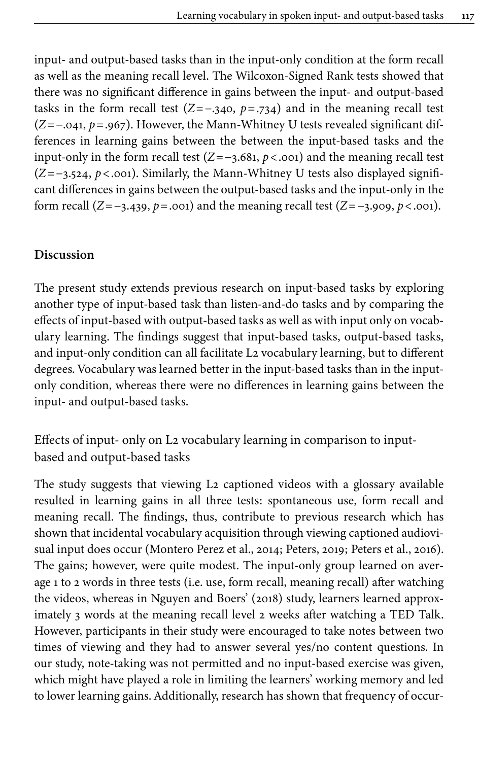input- and output-based tasks than in the input-only condition at the form recall as well as the meaning recall level. The Wilcoxon-Signed Rank tests showed that there was no significant difference in gains between the input- and output-based tasks in the form recall test ($Z = -.340$, $p = .734$) and in the meaning recall test ($Z = -.041$, $p = .967$). However, the Mann-Whitney U tests revealed significant differences in learning gains between the between the input-based tasks and the input-only in the form recall test ($Z = -3.681$, $p < .001$) and the meaning recall test ($Z = -3.524$, $p < .001$). Similarly, the Mann-Whitney U tests also displayed significant differences in gains between the output-based tasks and the input-only in the form recall ($Z = -3.439$, $p = .001$) and the meaning recall test ($Z = -3.909$, $p < .001$).

## Discussion

The present study extends previous research on input-based tasks by exploring another type of input-based task than listen-and-do tasks and by comparing the effects of input-based with output-based tasks as well as with input only on vocabulary learning. The findings suggest that input-based tasks, output-based tasks, and input-only condition can all facilitate L2 vocabulary learning, but to different degrees. Vocabulary was learned better in the input-based tasks than in the input-only condition, whereas there were no differences in learning gains between the input- and output-based tasks.

### Effects of input- only on L2 vocabulary learning in comparison to input-based and output-based tasks

The study suggests that viewing L2 captioned videos with a glossary available resulted in learning gains in all three tests: spontaneous use, form recall and meaning recall. The findings, thus, contribute to previous research which has shown that incidental vocabulary acquisition through viewing captioned audiovisual input does occur (Montero Perez et al., 2014; Peters, 2019; Peters et al., 2016). The gains; however, were quite modest. The input-only group learned on average 1 to 2 words in three tests (i.e. use, form recall, meaning recall) after watching the videos, whereas in Nguyen and Boers' (2018) study, learners learned approximately 3 words at the meaning recall level 2 weeks after watching a TED Talk. However, participants in their study were encouraged to take notes between two times of viewing and they had to answer several yes/no content questions. In our study, note-taking was not permitted and no input-based exercise was given, which might have played a role in limiting the learners' working memory and led to lower learning gains. Additionally, research has shown that frequency of occur-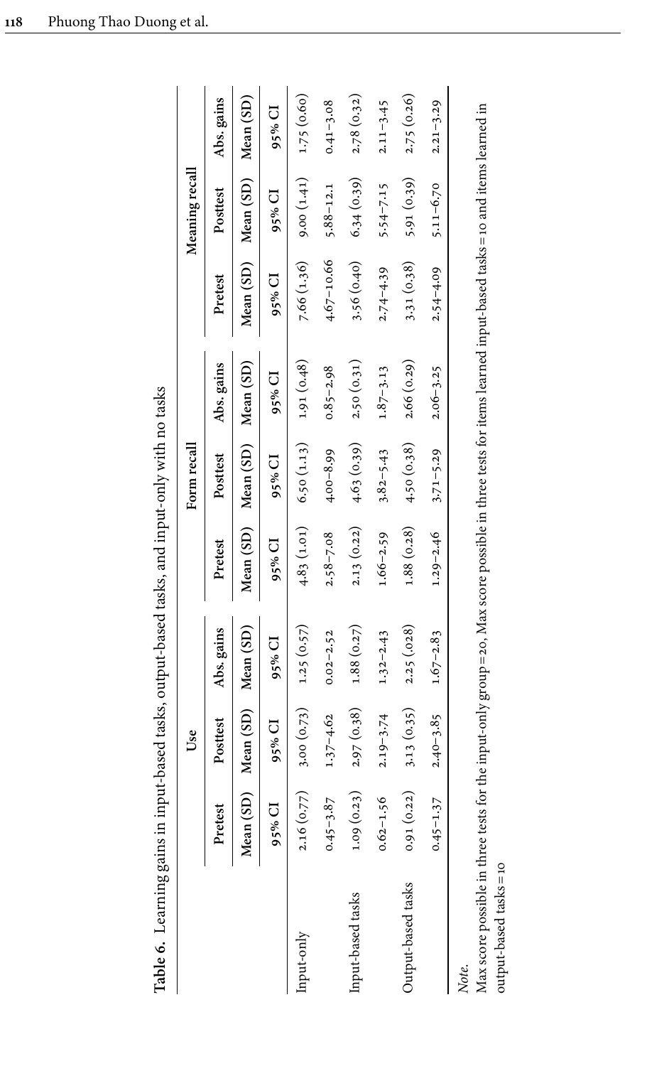**Table 6.** Learning gains in input-based tasks, output-based tasks, and input-only with no tasks

| | Use | | | Form recall | | | Meaning recall | | |
|---|---|---|---|---|---|---|---|---|---|
| | Pretest | Posttest | Abs. gains | Pretest | Posttest | Abs. gains | Pretest | Posttest | Abs. gains |
| | Mean (SD) | Mean (SD) | Mean (SD) | Mean (SD) | Mean (SD) | Mean (SD) | Mean (SD) | Mean (SD) | Mean (SD) |
| | 95% CI | 95% CI | 95% CI | 95% CI | 95% CI | 95% CI | 95% CI | 95% CI | 95% CI |
| Input-only | 2.16 (0.77) | 3.00 (0.73) | 1.25 (0.57) | 4.83 (1.01) | 6.50 (1.13) | 1.91 (0.48) | 7.66 (1.36) | 9.00 (1.41) | 1.75 (0.60) |
| | 0.45–3.87 | 1.37–4.62 | 0.02–2.52 | 2.58–7.08 | 4.00–8.99 | 0.85–2.98 | 4.67–10.66 | 5.88–12.1 | 0.41–3.08 |
| Input-based tasks | 1.09 (0.23) | 2.97 (0.38) | 1.88 (0.27) | 2.13 (0.22) | 4.63 (0.39) | 2.50 (0.31) | 3.56 (0.40) | 6.34 (0.39) | 2.78 (0.32) |
| | 0.62–1.56 | 2.19–3.74 | 1.32–2.43 | 1.66–2.59 | 3.82–5.43 | 1.87–3.13 | 2.74–4.39 | 5.54–7.15 | 2.11–3.45 |
| Output-based tasks | 0.91 (0.22) | 3.13 (0.35) | 2.25 (.028) | 1.88 (0.28) | 4.50 (0.38) | 2.66 (0.29) | 3.31 (0.38) | 5.91 (0.39) | 2.75 (0.26) |
| | 0.45–1.37 | 2.40–3.85 | 1.67–2.83 | 1.29–2.46 | 3.71–5.29 | 2.06–3.25 | 2.54–4.09 | 5.11–6.70 | 2.21–3.29 |

*Note.*
Max score possible in three tests for the input-only group = 20, Max score possible in three tests for items learned input-based tasks = 10 and items learned in output-based tasks = 10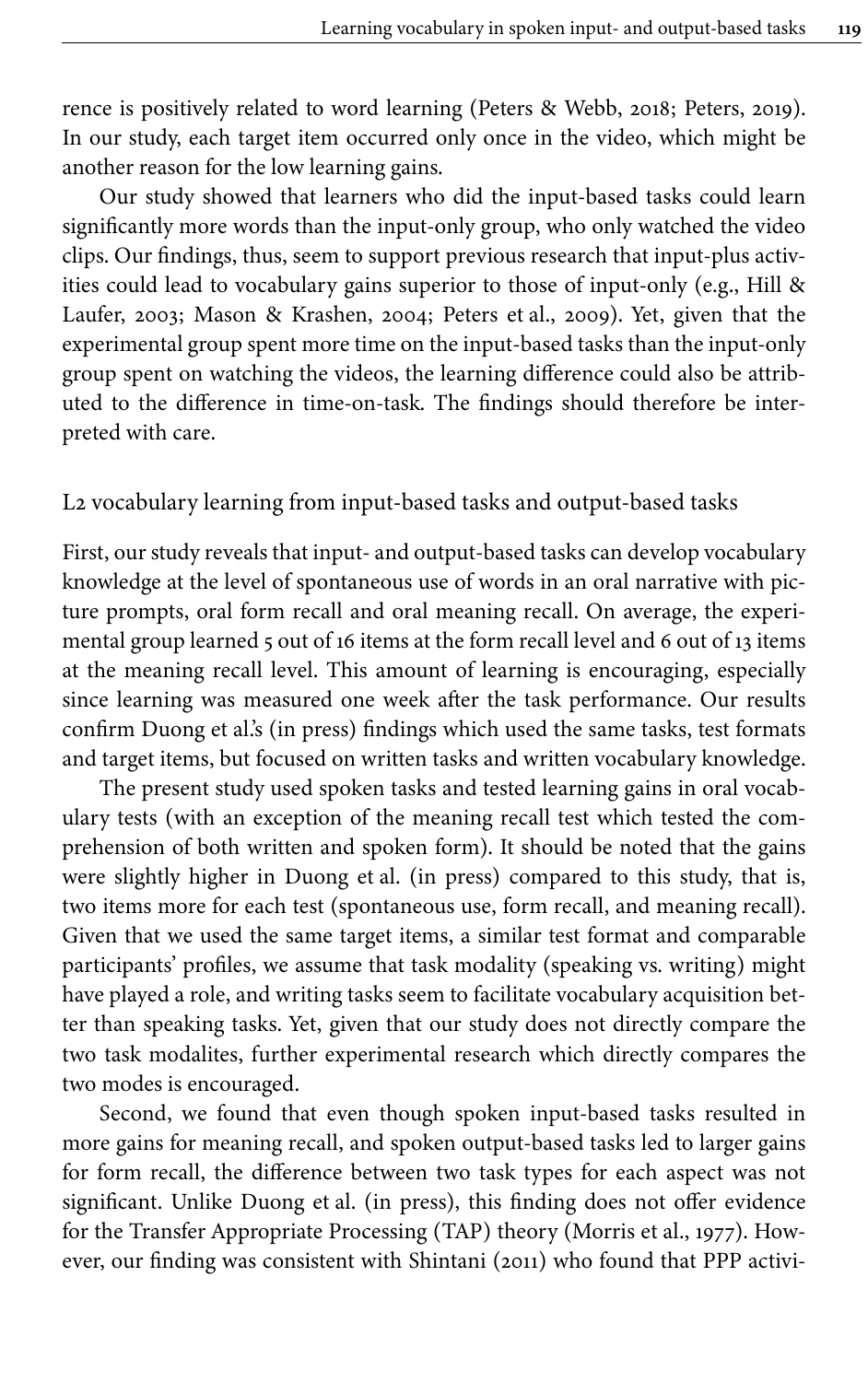rence is positively related to word learning (Peters & Webb, 2018; Peters, 2019). In our study, each target item occurred only once in the video, which might be another reason for the low learning gains.

Our study showed that learners who did the input-based tasks could learn significantly more words than the input-only group, who only watched the video clips. Our findings, thus, seem to support previous research that input-plus activities could lead to vocabulary gains superior to those of input-only (e.g., Hill & Laufer, 2003; Mason & Krashen, 2004; Peters et al., 2009). Yet, given that the experimental group spent more time on the input-based tasks than the input-only group spent on watching the videos, the learning difference could also be attributed to the difference in time-on-task. The findings should therefore be interpreted with care.

### L2 vocabulary learning from input-based tasks and output-based tasks

First, our study reveals that input- and output-based tasks can develop vocabulary knowledge at the level of spontaneous use of words in an oral narrative with picture prompts, oral form recall and oral meaning recall. On average, the experimental group learned 5 out of 16 items at the form recall level and 6 out of 13 items at the meaning recall level. This amount of learning is encouraging, especially since learning was measured one week after the task performance. Our results confirm Duong et al.'s (in press) findings which used the same tasks, test formats and target items, but focused on written tasks and written vocabulary knowledge.

The present study used spoken tasks and tested learning gains in oral vocabulary tests (with an exception of the meaning recall test which tested the comprehension of both written and spoken form). It should be noted that the gains were slightly higher in Duong et al. (in press) compared to this study, that is, two items more for each test (spontaneous use, form recall, and meaning recall). Given that we used the same target items, a similar test format and comparable participants' profiles, we assume that task modality (speaking vs. writing) might have played a role, and writing tasks seem to facilitate vocabulary acquisition better than speaking tasks. Yet, given that our study does not directly compare the two task modalites, further experimental research which directly compares the two modes is encouraged.

Second, we found that even though spoken input-based tasks resulted in more gains for meaning recall, and spoken output-based tasks led to larger gains for form recall, the difference between two task types for each aspect was not significant. Unlike Duong et al. (in press), this finding does not offer evidence for the Transfer Appropriate Processing (TAP) theory (Morris et al., 1977). However, our finding was consistent with Shintani (2011) who found that PPP activi-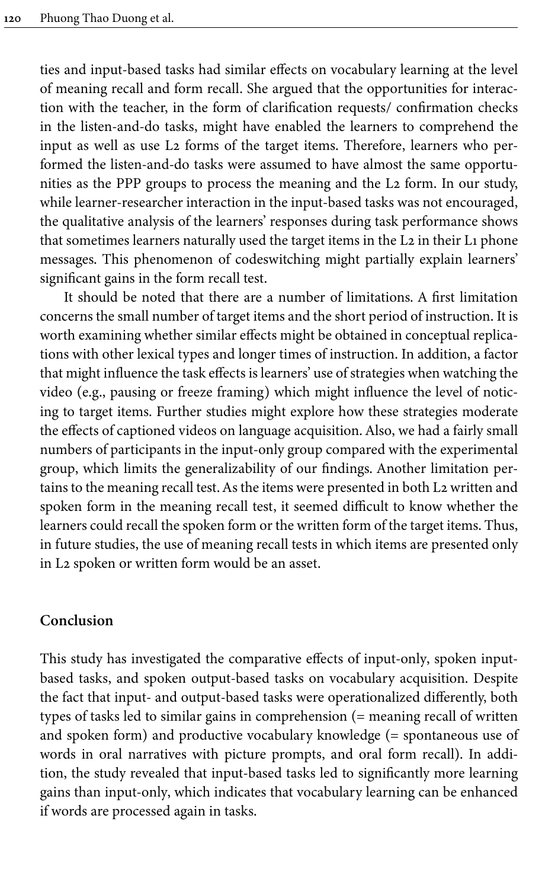ties and input-based tasks had similar effects on vocabulary learning at the level of meaning recall and form recall. She argued that the opportunities for interaction with the teacher, in the form of clarification requests/ confirmation checks in the listen-and-do tasks, might have enabled the learners to comprehend the input as well as use L2 forms of the target items. Therefore, learners who performed the listen-and-do tasks were assumed to have almost the same opportunities as the PPP groups to process the meaning and the L2 form. In our study, while learner-researcher interaction in the input-based tasks was not encouraged, the qualitative analysis of the learners' responses during task performance shows that sometimes learners naturally used the target items in the L2 in their L1 phone messages. This phenomenon of codeswitching might partially explain learners' significant gains in the form recall test.

It should be noted that there are a number of limitations. A first limitation concerns the small number of target items and the short period of instruction. It is worth examining whether similar effects might be obtained in conceptual replications with other lexical types and longer times of instruction. In addition, a factor that might influence the task effects is learners' use of strategies when watching the video (e.g., pausing or freeze framing) which might influence the level of noticing to target items. Further studies might explore how these strategies moderate the effects of captioned videos on language acquisition. Also, we had a fairly small numbers of participants in the input-only group compared with the experimental group, which limits the generalizability of our findings. Another limitation pertains to the meaning recall test. As the items were presented in both L2 written and spoken form in the meaning recall test, it seemed difficult to know whether the learners could recall the spoken form or the written form of the target items. Thus, in future studies, the use of meaning recall tests in which items are presented only in L2 spoken or written form would be an asset.

## Conclusion

This study has investigated the comparative effects of input-only, spoken input-based tasks, and spoken output-based tasks on vocabulary acquisition. Despite the fact that input- and output-based tasks were operationalized differently, both types of tasks led to similar gains in comprehension (= meaning recall of written and spoken form) and productive vocabulary knowledge (= spontaneous use of words in oral narratives with picture prompts, and oral form recall). In addition, the study revealed that input-based tasks led to significantly more learning gains than input-only, which indicates that vocabulary learning can be enhanced if words are processed again in tasks.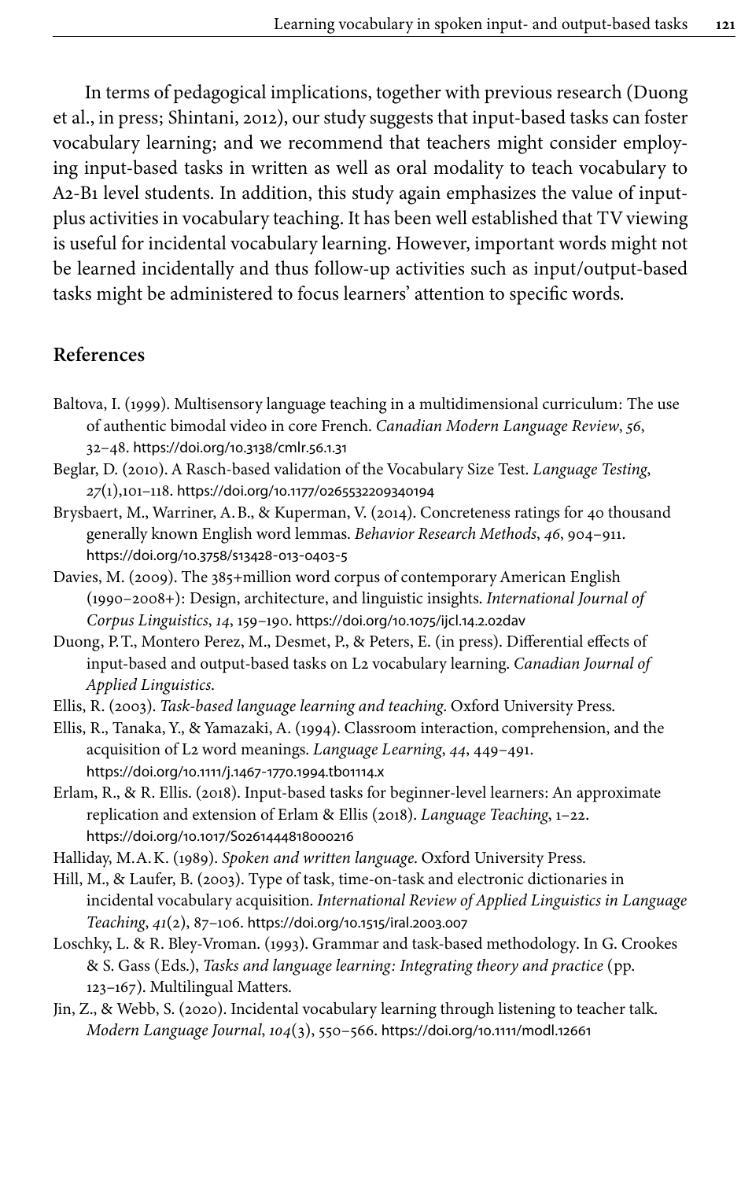In terms of pedagogical implications, together with previous research (Duong et al., in press; Shintani, 2012), our study suggests that input-based tasks can foster vocabulary learning; and we recommend that teachers might consider employing input-based tasks in written as well as oral modality to teach vocabulary to A2-B1 level students. In addition, this study again emphasizes the value of input-plus activities in vocabulary teaching. It has been well established that TV viewing is useful for incidental vocabulary learning. However, important words might not be learned incidentally and thus follow-up activities such as input/output-based tasks might be administered to focus learners' attention to specific words.

## References

Baltova, I. (1999). Multisensory language teaching in a multidimensional curriculum: The use of authentic bimodal video in core French. *Canadian Modern Language Review*, *56*, 32–48. https://doi.org/10.3138/cmlr.56.1.31

Beglar, D. (2010). A Rasch-based validation of the Vocabulary Size Test. *Language Testing*, *27*(1),101–118. https://doi.org/10.1177/0265532209340194

Brysbaert, M., Warriner, A.B., & Kuperman, V. (2014). Concreteness ratings for 40 thousand generally known English word lemmas. *Behavior Research Methods*, *46*, 904–911. https://doi.org/10.3758/s13428-013-0403-5

Davies, M. (2009). The 385+million word corpus of contemporary American English (1990–2008+): Design, architecture, and linguistic insights. *International Journal of Corpus Linguistics*, *14*, 159–190. https://doi.org/10.1075/ijcl.14.2.02dav

Duong, P.T., Montero Perez, M., Desmet, P., & Peters, E. (in press). Differential effects of input-based and output-based tasks on L2 vocabulary learning. *Canadian Journal of Applied Linguistics*.

Ellis, R. (2003). *Task-based language learning and teaching*. Oxford University Press.

Ellis, R., Tanaka, Y., & Yamazaki, A. (1994). Classroom interaction, comprehension, and the acquisition of L2 word meanings. *Language Learning*, *44*, 449–491. https://doi.org/10.1111/j.1467-1770.1994.tb01114.x

Erlam, R., & R. Ellis. (2018). Input-based tasks for beginner-level learners: An approximate replication and extension of Erlam & Ellis (2018). *Language Teaching*, 1–22. https://doi.org/10.1017/S0261444818000216

Halliday, M.A.K. (1989). *Spoken and written language*. Oxford University Press.

Hill, M., & Laufer, B. (2003). Type of task, time-on-task and electronic dictionaries in incidental vocabulary acquisition. *International Review of Applied Linguistics in Language Teaching*, *41*(2), 87–106. https://doi.org/10.1515/iral.2003.007

Loschky, L. & R. Bley-Vroman. (1993). Grammar and task-based methodology. In G. Crookes & S. Gass (Eds.), *Tasks and language learning: Integrating theory and practice* (pp. 123–167). Multilingual Matters.

Jin, Z., & Webb, S. (2020). Incidental vocabulary learning through listening to teacher talk. *Modern Language Journal*, *104*(3), 550–566. https://doi.org/10.1111/modl.12661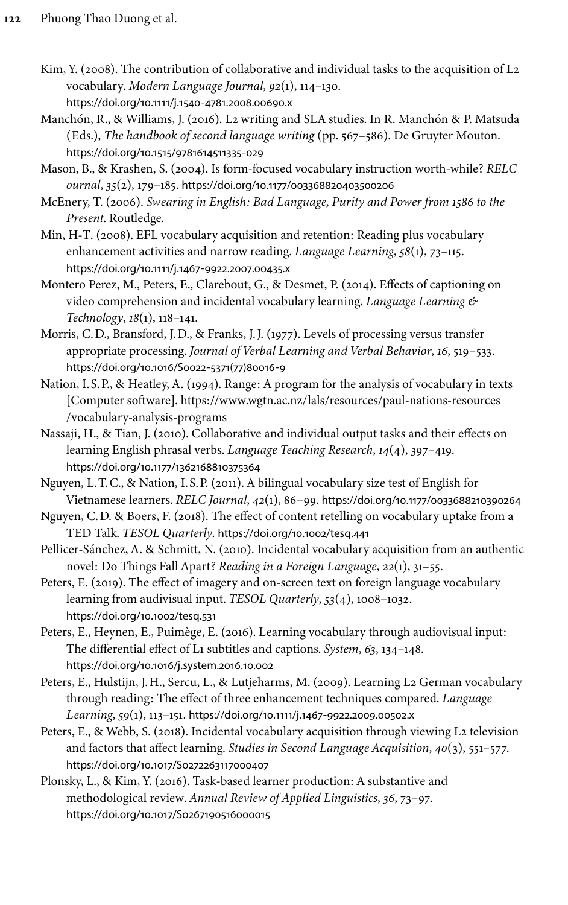Kim, Y. (2008). The contribution of collaborative and individual tasks to the acquisition of L2 vocabulary. *Modern Language Journal*, *92*(1), 114–130. https://doi.org/10.1111/j.1540-4781.2008.00690.x

Manchón, R., & Williams, J. (2016). L2 writing and SLA studies. In R. Manchón & P. Matsuda (Eds.), *The handbook of second language writing* (pp. 567–586). De Gruyter Mouton. https://doi.org/10.1515/9781614511335-029

Mason, B., & Krashen, S. (2004). Is form-focused vocabulary instruction worth-while? *RELC ournal*, *35*(2), 179–185. https://doi.org/10.1177/003368820403500206

McEnery, T. (2006). *Swearing in English: Bad Language, Purity and Power from 1586 to the Present*. Routledge.

Min, H-T. (2008). EFL vocabulary acquisition and retention: Reading plus vocabulary enhancement activities and narrow reading. *Language Learning*, *58*(1), 73–115. https://doi.org/10.1111/j.1467-9922.2007.00435.x

Montero Perez, M., Peters, E., Clarebout, G., & Desmet, P. (2014). Effects of captioning on video comprehension and incidental vocabulary learning. *Language Learning & Technology*, *18*(1), 118–141.

Morris, C.D., Bransford, J.D., & Franks, J.J. (1977). Levels of processing versus transfer appropriate processing. *Journal of Verbal Learning and Verbal Behavior*, *16*, 519–533. https://doi.org/10.1016/S0022-5371(77)80016-9

Nation, I.S.P., & Heatley, A. (1994). Range: A program for the analysis of vocabulary in texts [Computer software]. https://www.wgtn.ac.nz/lals/resources/paul-nations-resources /vocabulary-analysis-programs

Nassaji, H., & Tian, J. (2010). Collaborative and individual output tasks and their effects on learning English phrasal verbs. *Language Teaching Research*, *14*(4), 397–419. https://doi.org/10.1177/1362168810375364

Nguyen, L.T.C., & Nation, I.S.P. (2011). A bilingual vocabulary size test of English for Vietnamese learners. *RELC Journal*, *42*(1), 86–99. https://doi.org/10.1177/0033688210390264

Nguyen, C.D. & Boers, F. (2018). The effect of content retelling on vocabulary uptake from a TED Talk. *TESOL Quarterly*. https://doi.org/10.1002/tesq.441

Pellicer-Sánchez, A. & Schmitt, N. (2010). Incidental vocabulary acquisition from an authentic novel: Do Things Fall Apart? *Reading in a Foreign Language*, *22*(1), 31–55.

Peters, E. (2019). The effect of imagery and on-screen text on foreign language vocabulary learning from audivisual input. *TESOL Quarterly*, *53*(4), 1008–1032. https://doi.org/10.1002/tesq.531

Peters, E., Heynen, E., Puimège, E. (2016). Learning vocabulary through audiovisual input: The differential effect of L1 subtitles and captions. *System*, *63*, 134–148. https://doi.org/10.1016/j.system.2016.10.002

Peters, E., Hulstijn, J.H., Sercu, L., & Lutjeharms, M. (2009). Learning L2 German vocabulary through reading: The effect of three enhancement techniques compared. *Language Learning*, *59*(1), 113–151. https://doi.org/10.1111/j.1467-9922.2009.00502.x

Peters, E., & Webb, S. (2018). Incidental vocabulary acquisition through viewing L2 television and factors that affect learning. *Studies in Second Language Acquisition*, *40*(3), 551–577. https://doi.org/10.1017/S0272263117000407

Plonsky, L., & Kim, Y. (2016). Task-based learner production: A substantive and methodological review. *Annual Review of Applied Linguistics*, *36*, 73–97. https://doi.org/10.1017/S0267190516000015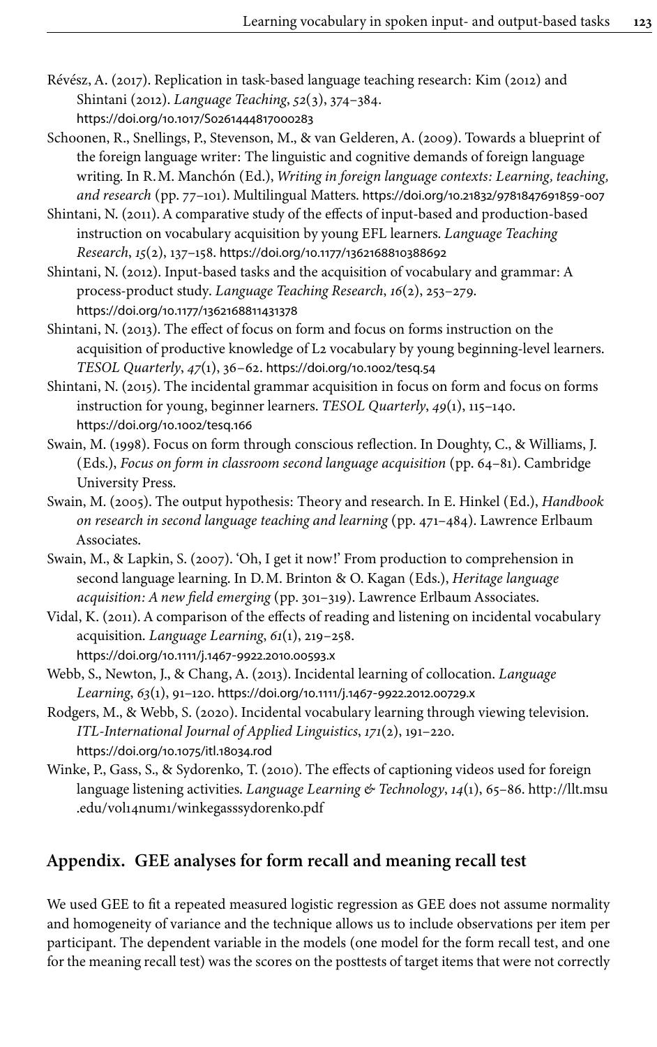Révész, A. (2017). Replication in task-based language teaching research: Kim (2012) and Shintani (2012). *Language Teaching*, *52*(3), 374–384. https://doi.org/10.1017/S0261444817000283

Schoonen, R., Snellings, P., Stevenson, M., & van Gelderen, A. (2009). Towards a blueprint of the foreign language writer: The linguistic and cognitive demands of foreign language writing. In R.M. Manchón (Ed.), *Writing in foreign language contexts: Learning, teaching, and research* (pp. 77–101). Multilingual Matters. https://doi.org/10.21832/9781847691859-007

Shintani, N. (2011). A comparative study of the effects of input-based and production-based instruction on vocabulary acquisition by young EFL learners. *Language Teaching Research*, *15*(2), 137–158. https://doi.org/10.1177/1362168810388692

Shintani, N. (2012). Input-based tasks and the acquisition of vocabulary and grammar: A process-product study. *Language Teaching Research*, *16*(2), 253–279. https://doi.org/10.1177/1362168811431378

Shintani, N. (2013). The effect of focus on form and focus on forms instruction on the acquisition of productive knowledge of L2 vocabulary by young beginning-level learners. *TESOL Quarterly*, *47*(1), 36–62. https://doi.org/10.1002/tesq.54

Shintani, N. (2015). The incidental grammar acquisition in focus on form and focus on forms instruction for young, beginner learners. *TESOL Quarterly*, *49*(1), 115–140. https://doi.org/10.1002/tesq.166

Swain, M. (1998). Focus on form through conscious reflection. In Doughty, C., & Williams, J. (Eds.), *Focus on form in classroom second language acquisition* (pp. 64–81). Cambridge University Press.

Swain, M. (2005). The output hypothesis: Theory and research. In E. Hinkel (Ed.), *Handbook on research in second language teaching and learning* (pp. 471–484). Lawrence Erlbaum Associates.

Swain, M., & Lapkin, S. (2007). 'Oh, I get it now!' From production to comprehension in second language learning. In D.M. Brinton & O. Kagan (Eds.), *Heritage language acquisition: A new field emerging* (pp. 301–319). Lawrence Erlbaum Associates.

Vidal, K. (2011). A comparison of the effects of reading and listening on incidental vocabulary acquisition. *Language Learning*, *61*(1), 219–258. https://doi.org/10.1111/j.1467-9922.2010.00593.x

Webb, S., Newton, J., & Chang, A. (2013). Incidental learning of collocation. *Language Learning*, *63*(1), 91–120. https://doi.org/10.1111/j.1467-9922.2012.00729.x

Rodgers, M., & Webb, S. (2020). Incidental vocabulary learning through viewing television. *ITL-International Journal of Applied Linguistics*, *171*(2), 191–220. https://doi.org/10.1075/itl.18034.rod

Winke, P., Gass, S., & Sydorenko, T. (2010). The effects of captioning videos used for foreign language listening activities. *Language Learning & Technology*, *14*(1), 65–86. http://llt.msu.edu/vol14num1/winkegasssydorenko.pdf

## Appendix. GEE analyses for form recall and meaning recall test

We used GEE to fit a repeated measured logistic regression as GEE does not assume normality and homogeneity of variance and the technique allows us to include observations per item per participant. The dependent variable in the models (one model for the form recall test, and one for the meaning recall test) was the scores on the posttests of target items that were not correctly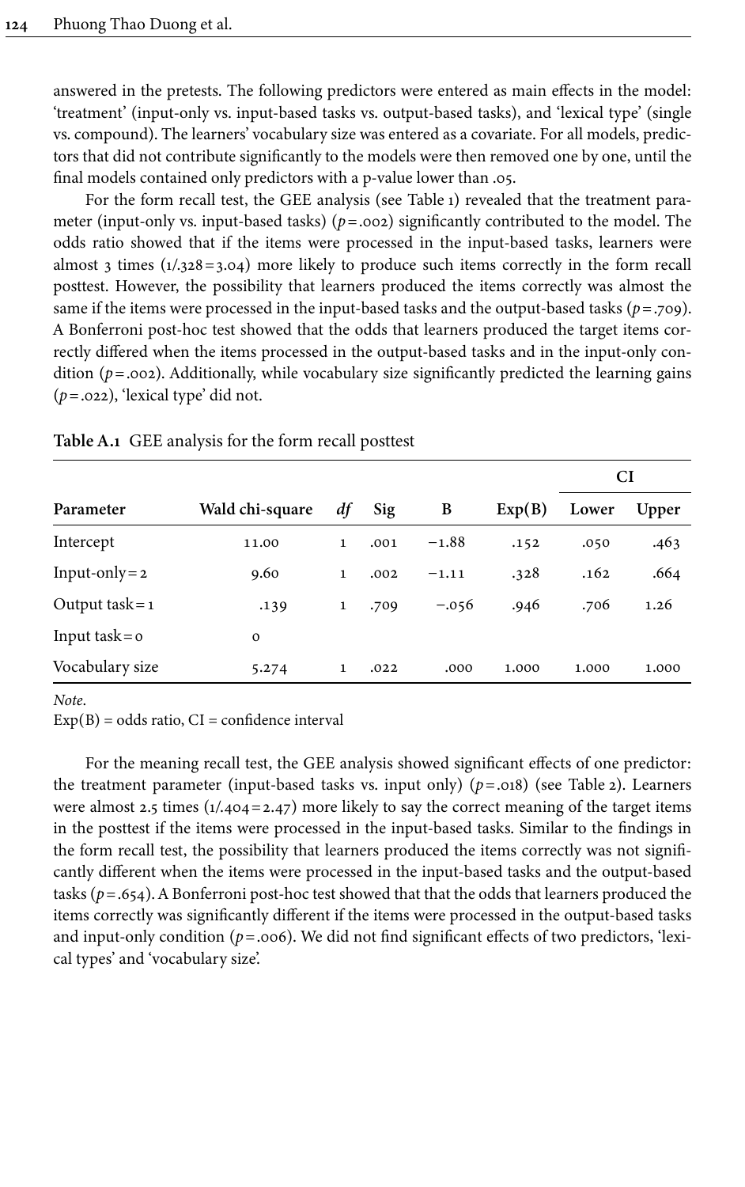answered in the pretests. The following predictors were entered as main effects in the model: 'treatment' (input-only vs. input-based tasks vs. output-based tasks), and 'lexical type' (single vs. compound). The learners' vocabulary size was entered as a covariate. For all models, predictors that did not contribute significantly to the models were then removed one by one, until the final models contained only predictors with a p-value lower than .05.

For the form recall test, the GEE analysis (see Table 1) revealed that the treatment parameter (input-only vs. input-based tasks) ($p = .002$) significantly contributed to the model. The odds ratio showed that if the items were processed in the input-based tasks, learners were almost 3 times (1/.328 = 3.04) more likely to produce such items correctly in the form recall posttest. However, the possibility that learners produced the items correctly was almost the same if the items were processed in the input-based tasks and the output-based tasks ($p = .709$). A Bonferroni post-hoc test showed that the odds that learners produced the target items correctly differed when the items processed in the output-based tasks and in the input-only condition ($p = .002$). Additionally, while vocabulary size significantly predicted the learning gains ($p = .022$), 'lexical type' did not.

**Table A.1** GEE analysis for the form recall posttest

| | | | | | | CI | |
|---|---|---|---|---|---|---|---|
| **Parameter** | **Wald chi-square** | ***df*** | **Sig** | **B** | **Exp(B)** | **Lower** | **Upper** |
| Intercept | 11.00 | 1 | .001 | −1.88 | .152 | .050 | .463 |
| Input-only = 2 | 9.60 | 1 | .002 | −1.11 | .328 | .162 | .664 |
| Output task = 1 | .139 | 1 | .709 | −.056 | .946 | .706 | 1.26 |
| Input task = 0 | 0 | | | | | | |
| Vocabulary size | 5.274 | 1 | .022 | .000 | 1.000 | 1.000 | 1.000 |

*Note.*
Exp(B) = odds ratio, CI = confidence interval

For the meaning recall test, the GEE analysis showed significant effects of one predictor: the treatment parameter (input-based tasks vs. input only) ($p = .018$) (see Table 2). Learners were almost 2.5 times (1/.404 = 2.47) more likely to say the correct meaning of the target items in the posttest if the items were processed in the input-based tasks. Similar to the findings in the form recall test, the possibility that learners produced the items correctly was not significantly different when the items were processed in the input-based tasks and the output-based tasks ($p = .654$). A Bonferroni post-hoc test showed that that the odds that learners produced the items correctly was significantly different if the items were processed in the output-based tasks and input-only condition ($p = .006$). We did not find significant effects of two predictors, 'lexical types' and 'vocabulary size'.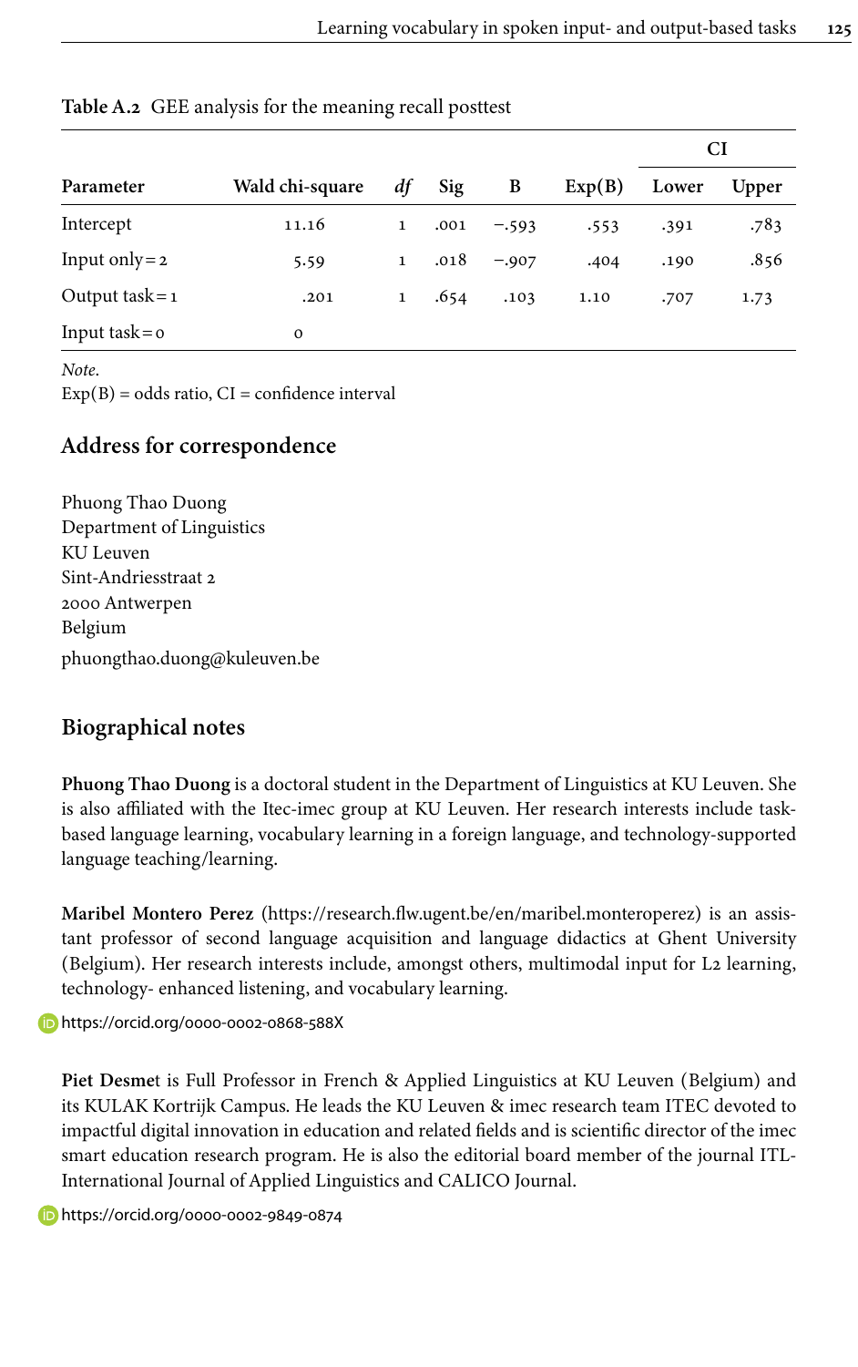**Table A.2** GEE analysis for the meaning recall posttest

| Parameter | Wald chi-square | *df* | Sig | B | Exp(B) | CI | |
|---|---|---|---|---|---|---|---|
| | | | | | | Lower | Upper |
| Intercept | 11.16 | 1 | .001 | −.593 | .553 | .391 | .783 |
| Input only = 2 | 5.59 | 1 | .018 | −.907 | .404 | .190 | .856 |
| Output task = 1 | .201 | 1 | .654 | .103 | 1.10 | .707 | 1.73 |
| Input task = 0 | 0 | | | | | | |

*Note.*
Exp(B) = odds ratio, CI = confidence interval

## Address for correspondence

Phuong Thao Duong
Department of Linguistics
KU Leuven
Sint-Andriesstraat 2
2000 Antwerpen
Belgium
phuongthao.duong@kuleuven.be

## Biographical notes

**Phuong Thao Duong** is a doctoral student in the Department of Linguistics at KU Leuven. She is also affiliated with the Itec-imec group at KU Leuven. Her research interests include task-based language learning, vocabulary learning in a foreign language, and technology-supported language teaching/learning.

**Maribel Montero Perez** (https://research.flw.ugent.be/en/maribel.monteroperez) is an assistant professor of second language acquisition and language didactics at Ghent University (Belgium). Her research interests include, amongst others, multimodal input for L2 learning, technology- enhanced listening, and vocabulary learning.

https://orcid.org/0000-0002-0868-588X

**Piet Desmet** is Full Professor in French & Applied Linguistics at KU Leuven (Belgium) and its KULAK Kortrijk Campus. He leads the KU Leuven & imec research team ITEC devoted to impactful digital innovation in education and related fields and is scientific director of the imec smart education research program. He is also the editorial board member of the journal ITL-International Journal of Applied Linguistics and CALICO Journal.

https://orcid.org/0000-0002-9849-0874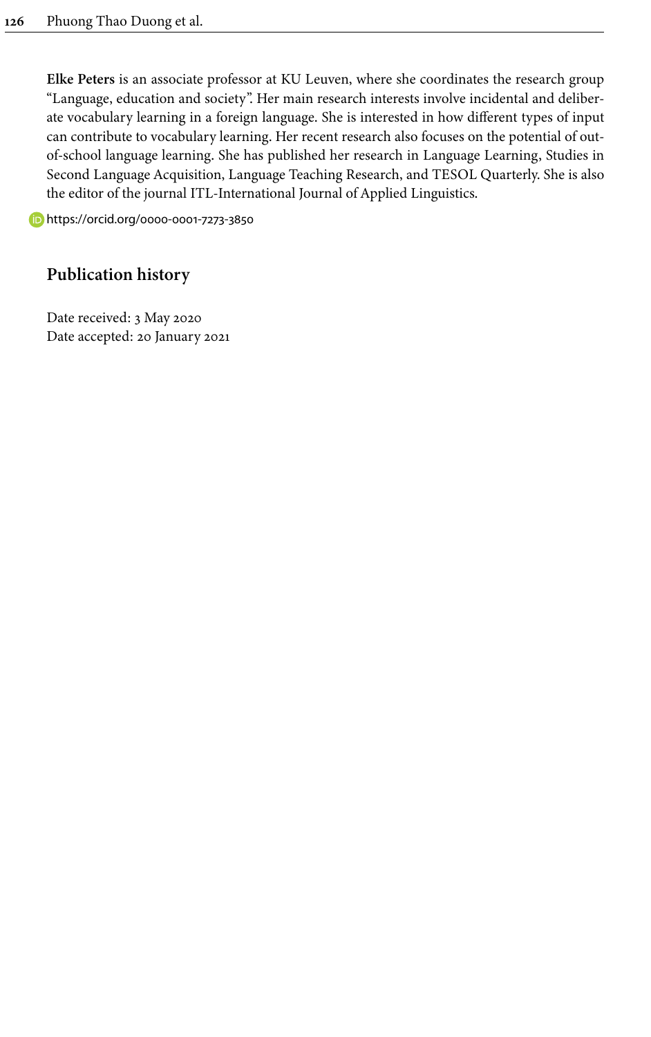**Elke Peters** is an associate professor at KU Leuven, where she coordinates the research group "Language, education and society". Her main research interests involve incidental and deliberate vocabulary learning in a foreign language. She is interested in how different types of input can contribute to vocabulary learning. Her recent research also focuses on the potential of out-of-school language learning. She has published her research in Language Learning, Studies in Second Language Acquisition, Language Teaching Research, and TESOL Quarterly. She is also the editor of the journal ITL-International Journal of Applied Linguistics.

https://orcid.org/0000-0001-7273-3850

## Publication history

Date received: 3 May 2020
Date accepted: 20 January 2021